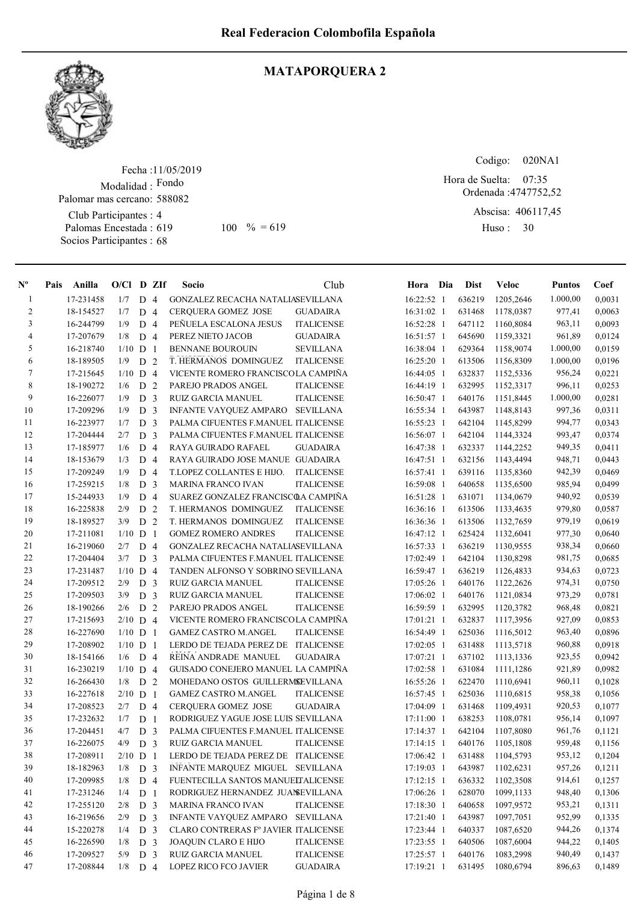# Real Federacion Colombofila Española

## MATAPORQUERA 2

Fecha :11/05/2019
Modalidad : Fondo
Palomar mas cercano: 588082
Club Participantes : 4
Palomas Encestada : 619 100 % = 619
Socios Participantes : 68

Codigo: 020NA1
Hora de Suelta: 07:35
Ordenada :4747752,52
Abscisa: 406117,45
Huso : 30

| Nº | Pais | Anilla | O/Cl | D | ZIf | Socio | Club | Hora | Dia | Dist | Veloc | Puntos | Coef |
|---|---|---|---|---|---|---|---|---|---|---|---|---|---|
| 1 | | 17-231458 | 1/7 | D | 4 | GONZALEZ RECACHA NATALIA | SEVILLANA | 16:22:52 | 1 | 636219 | 1205,2646 | 1.000,00 | 0,0031 |
| 2 | | 18-154527 | 1/7 | D | 4 | CERQUERA GOMEZ JOSE | GUADAIRA | 16:31:02 | 1 | 631468 | 1178,0387 | 977,41 | 0,0063 |
| 3 | | 16-244799 | 1/9 | D | 4 | PEÑUELA ESCALONA JESUS | ITALICENSE | 16:52:28 | 1 | 647112 | 1160,8084 | 963,11 | 0,0093 |
| 4 | | 17-207679 | 1/8 | D | 4 | PEREZ NIETO JACOB | GUADAIRA | 16:51:57 | 1 | 645690 | 1159,3321 | 961,89 | 0,0124 |
| 5 | | 16-218740 | 1/10 | D | 1 | BENNANE BOUROUIN | SEVILLANA | 16:38:04 | 1 | 629364 | 1158,9074 | 1.000,00 | 0,0159 |
| 6 | | 18-189505 | 1/9 | D | 2 | T. HERMANOS DOMINGUEZ | ITALICENSE | 16:25:20 | 1 | 613506 | 1156,8309 | 1.000,00 | 0,0196 |
| 7 | | 17-215645 | 1/10 | D | 4 | VICENTE ROMERO FRANCISCO | LA CAMPIÑA | 16:44:05 | 1 | 632837 | 1152,5336 | 956,24 | 0,0221 |
| 8 | | 18-190272 | 1/6 | D | 2 | PAREJO PRADOS ANGEL | ITALICENSE | 16:44:19 | 1 | 632995 | 1152,3317 | 996,11 | 0,0253 |
| 9 | | 16-226077 | 1/9 | D | 3 | RUIZ GARCIA MANUEL | ITALICENSE | 16:50:47 | 1 | 640176 | 1151,8445 | 1.000,00 | 0,0281 |
| 10 | | 17-209296 | 1/9 | D | 3 | INFANTE VAYQUEZ AMPARO | SEVILLANA | 16:55:34 | 1 | 643987 | 1148,8143 | 997,36 | 0,0311 |
| 11 | | 16-223977 | 1/7 | D | 3 | PALMA CIFUENTES F.MANUEL | ITALICENSE | 16:55:23 | 1 | 642104 | 1145,8299 | 994,77 | 0,0343 |
| 12 | | 17-204444 | 2/7 | D | 3 | PALMA CIFUENTES F.MANUEL | ITALICENSE | 16:56:07 | 1 | 642104 | 1144,3324 | 993,47 | 0,0374 |
| 13 | | 17-185977 | 1/6 | D | 4 | RAYA GUIRADO RAFAEL | GUADAIRA | 16:47:38 | 1 | 632337 | 1144,2252 | 949,35 | 0,0411 |
| 14 | | 18-153679 | 1/3 | D | 4 | RAYA GUIRADO JOSE MANUE | GUADAIRA | 16:47:51 | 1 | 632156 | 1143,4494 | 948,71 | 0,0443 |
| 15 | | 17-209249 | 1/9 | D | 4 | T.LOPEZ COLLANTES E HIJO. | ITALICENSE | 16:57:41 | 1 | 639116 | 1135,8360 | 942,39 | 0,0469 |
| 16 | | 17-259215 | 1/8 | D | 3 | MARINA FRANCO IVAN | ITALICENSE | 16:59:08 | 1 | 640658 | 1135,6500 | 985,94 | 0,0499 |
| 17 | | 15-244933 | 1/9 | D | 4 | SUAREZ GONZALEZ FRANCISCO | LA CAMPIÑA | 16:51:28 | 1 | 631071 | 1134,0679 | 940,92 | 0,0539 |
| 18 | | 16-225838 | 2/9 | D | 2 | T. HERMANOS DOMINGUEZ | ITALICENSE | 16:36:16 | 1 | 613506 | 1133,4635 | 979,80 | 0,0587 |
| 19 | | 18-189527 | 3/9 | D | 2 | T. HERMANOS DOMINGUEZ | ITALICENSE | 16:36:36 | 1 | 613506 | 1132,7659 | 979,19 | 0,0619 |
| 20 | | 17-211081 | 1/10 | D | 1 | GOMEZ ROMERO ANDRES | ITALICENSE | 16:47:12 | 1 | 625424 | 1132,6041 | 977,30 | 0,0640 |
| 21 | | 16-219060 | 2/7 | D | 4 | GONZALEZ RECACHA NATALIA | SEVILLANA | 16:57:33 | 1 | 636219 | 1130,9555 | 938,34 | 0,0660 |
| 22 | | 17-204403 | 3/7 | D | 3 | PALMA CIFUENTES F.MANUEL | ITALICENSE | 17:02:49 | 1 | 642104 | 1130,8298 | 981,75 | 0,0685 |
| 23 | | 17-231487 | 1/10 | D | 4 | TANDEN ALFONSO Y SOBRINO | SEVILLANA | 16:59:47 | 1 | 636219 | 1126,4833 | 934,63 | 0,0723 |
| 24 | | 17-209512 | 2/9 | D | 3 | RUIZ GARCIA MANUEL | ITALICENSE | 17:05:26 | 1 | 640176 | 1122,2626 | 974,31 | 0,0750 |
| 25 | | 17-209503 | 3/9 | D | 3 | RUIZ GARCIA MANUEL | ITALICENSE | 17:06:02 | 1 | 640176 | 1121,0834 | 973,29 | 0,0781 |
| 26 | | 18-190266 | 2/6 | D | 2 | PAREJO PRADOS ANGEL | ITALICENSE | 16:59:59 | 1 | 632995 | 1120,3782 | 968,48 | 0,0821 |
| 27 | | 17-215693 | 2/10 | D | 4 | VICENTE ROMERO FRANCISCO | LA CAMPIÑA | 17:01:21 | 1 | 632837 | 1117,3956 | 927,09 | 0,0853 |
| 28 | | 16-227690 | 1/10 | D | 1 | GAMEZ CASTRO M.ANGEL | ITALICENSE | 16:54:49 | 1 | 625036 | 1116,5012 | 963,40 | 0,0896 |
| 29 | | 17-208902 | 1/10 | D | 1 | LERDO DE TEJADA PEREZ DE | ITALICENSE | 17:02:05 | 1 | 631488 | 1113,5718 | 960,88 | 0,0918 |
| 30 | | 18-154166 | 1/6 | D | 4 | REINA ANDRADE MANUEL | GUADAIRA | 17:07:21 | 1 | 637102 | 1113,1336 | 923,55 | 0,0942 |
| 31 | | 16-230219 | 1/10 | D | 4 | GUISADO CONEJERO MANUEL | LA CAMPIÑA | 17:02:58 | 1 | 631084 | 1111,1286 | 921,89 | 0,0982 |
| 32 | | 16-266430 | 1/8 | D | 2 | MOHEDANO OSTOS GUILLERMO | SEVILLANA | 16:55:26 | 1 | 622470 | 1110,6941 | 960,11 | 0,1028 |
| 33 | | 16-227618 | 2/10 | D | 1 | GAMEZ CASTRO M.ANGEL | ITALICENSE | 16:57:45 | 1 | 625036 | 1110,6815 | 958,38 | 0,1056 |
| 34 | | 17-208523 | 2/7 | D | 4 | CERQUERA GOMEZ JOSE | GUADAIRA | 17:04:09 | 1 | 631468 | 1109,4931 | 920,53 | 0,1077 |
| 35 | | 17-232632 | 1/7 | D | 1 | RODRIGUEZ YAGUE JOSE LUIS | SEVILLANA | 17:11:00 | 1 | 638253 | 1108,0781 | 956,14 | 0,1097 |
| 36 | | 17-204451 | 4/7 | D | 3 | PALMA CIFUENTES F.MANUEL | ITALICENSE | 17:14:37 | 1 | 642104 | 1107,8080 | 961,76 | 0,1121 |
| 37 | | 16-226075 | 4/9 | D | 3 | RUIZ GARCIA MANUEL | ITALICENSE | 17:14:15 | 1 | 640176 | 1105,1808 | 959,48 | 0,1156 |
| 38 | | 17-208911 | 2/10 | D | 1 | LERDO DE TEJADA PEREZ DE | ITALICENSE | 17:06:42 | 1 | 631488 | 1104,5793 | 953,12 | 0,1204 |
| 39 | | 18-182963 | 1/8 | D | 3 | INFANTE MARQUEZ MIGUEL | SEVILLANA | 17:19:03 | 1 | 643987 | 1102,6231 | 957,26 | 0,1211 |
| 40 | | 17-209985 | 1/8 | D | 4 | FUENTECILLA SANTOS MANUEL | ITALICENSE | 17:12:15 | 1 | 636332 | 1102,3508 | 914,61 | 0,1257 |
| 41 | | 17-231246 | 1/4 | D | 1 | RODRIGUEZ HERNANDEZ JUAN | SEVILLANA | 17:06:26 | 1 | 628070 | 1099,1133 | 948,40 | 0,1306 |
| 42 | | 17-255120 | 2/8 | D | 3 | MARINA FRANCO IVAN | ITALICENSE | 17:18:30 | 1 | 640658 | 1097,9572 | 953,21 | 0,1311 |
| 43 | | 16-219656 | 2/9 | D | 3 | INFANTE VAYQUEZ AMPARO | SEVILLANA | 17:21:40 | 1 | 643987 | 1097,7051 | 952,99 | 0,1335 |
| 44 | | 15-220278 | 1/4 | D | 3 | CLARO CONTRERAS Fº JAVIER | ITALICENSE | 17:23:44 | 1 | 640337 | 1087,6520 | 944,26 | 0,1374 |
| 45 | | 16-226590 | 1/8 | D | 3 | JOAQUIN CLARO E HIJO | ITALICENSE | 17:23:55 | 1 | 640506 | 1087,6004 | 944,22 | 0,1405 |
| 46 | | 17-209527 | 5/9 | D | 3 | RUIZ GARCIA MANUEL | ITALICENSE | 17:25:57 | 1 | 640176 | 1083,2998 | 940,49 | 0,1437 |
| 47 | | 17-208844 | 1/8 | D | 4 | LOPEZ RICO FCO JAVIER | GUADAIRA | 17:19:21 | 1 | 631495 | 1080,6794 | 896,63 | 0,1489 |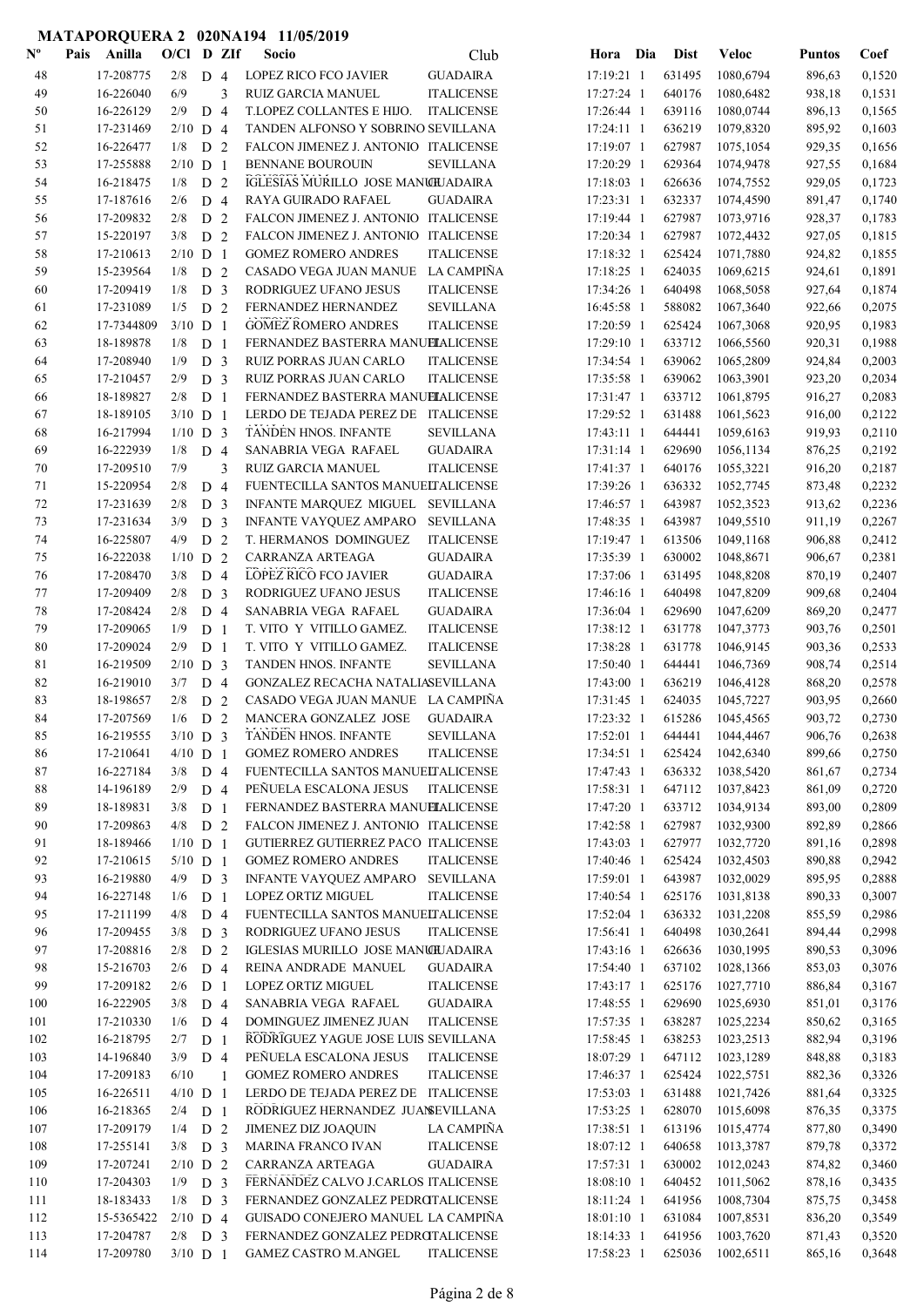# MATAPORQUERA 2 020NA194 11/05/2019

| Nº | Pais | Anilla | O/Cl | D | ZIf | Socio | Club | Hora | Dia | Dist | Veloc | Puntos | Coef |
|---|---|---|---|---|---|---|---|---|---|---|---|---|---|
| 48 | | 17-208775 | 2/8 | D | 4 | LOPEZ RICO FCO JAVIER | GUADAIRA | 17:19:21 | 1 | 631495 | 1080,6794 | 896,63 | 0,1520 |
| 49 | | 16-226040 | 6/9 | | 3 | RUIZ GARCIA MANUEL | ITALICENSE | 17:27:24 | 1 | 640176 | 1080,6482 | 938,18 | 0,1531 |
| 50 | | 16-226129 | 2/9 | D | 4 | T.LOPEZ COLLANTES E HIJO. | ITALICENSE | 17:26:44 | 1 | 639116 | 1080,0744 | 896,13 | 0,1565 |
| 51 | | 17-231469 | 2/10 | D | 4 | TANDEN ALFONSO Y SOBRINO | SEVILLANA | 17:24:11 | 1 | 636219 | 1079,8320 | 895,92 | 0,1603 |
| 52 | | 16-226477 | 1/8 | D | 2 | FALCON JIMENEZ J. ANTONIO | ITALICENSE | 17:19:07 | 1 | 627987 | 1075,1054 | 929,35 | 0,1656 |
| 53 | | 17-255888 | 2/10 | D | 1 | BENNANE BOUROUIN | SEVILLANA | 17:20:29 | 1 | 629364 | 1074,9478 | 927,55 | 0,1684 |
| 54 | | 16-218475 | 1/8 | D | 2 | IGLESIAS MURILLO JOSE MANUEL | GUADAIRA | 17:18:03 | 1 | 626636 | 1074,7552 | 929,05 | 0,1723 |
| 55 | | 17-187616 | 2/6 | D | 4 | RAYA GUIRADO RAFAEL | GUADAIRA | 17:23:31 | 1 | 632337 | 1074,4590 | 891,47 | 0,1740 |
| 56 | | 17-209832 | 2/8 | D | 2 | FALCON JIMENEZ J. ANTONIO | ITALICENSE | 17:19:44 | 1 | 627987 | 1073,9716 | 928,37 | 0,1783 |
| 57 | | 15-220197 | 3/8 | D | 2 | FALCON JIMENEZ J. ANTONIO | ITALICENSE | 17:20:34 | 1 | 627987 | 1072,4432 | 927,05 | 0,1815 |
| 58 | | 17-210613 | 2/10 | D | 1 | GOMEZ ROMERO ANDRES | ITALICENSE | 17:18:32 | 1 | 625424 | 1071,7880 | 924,82 | 0,1855 |
| 59 | | 15-239564 | 1/8 | D | 2 | CASADO VEGA JUAN MANUE | LA CAMPIÑA | 17:18:25 | 1 | 624035 | 1069,6215 | 924,61 | 0,1891 |
| 60 | | 17-209419 | 1/8 | D | 3 | RODRIGUEZ UFANO JESUS | ITALICENSE | 17:34:26 | 1 | 640498 | 1068,5058 | 927,64 | 0,1874 |
| 61 | | 17-231089 | 1/5 | D | 2 | FERNANDEZ HERNANDEZ | SEVILLANA | 16:45:58 | 1 | 588082 | 1067,3640 | 922,66 | 0,2075 |
| 62 | | 17-7344809 | 3/10 | D | 1 | GOMEZ ROMERO ANDRES | ITALICENSE | 17:20:59 | 1 | 625424 | 1067,3068 | 920,95 | 0,1983 |
| 63 | | 18-189878 | 1/8 | D | 1 | FERNANDEZ BASTERRA MANUEL | ITALICENSE | 17:29:10 | 1 | 633712 | 1066,5560 | 920,31 | 0,1988 |
| 64 | | 17-208940 | 1/9 | D | 3 | RUIZ PORRAS JUAN CARLO | ITALICENSE | 17:34:54 | 1 | 639062 | 1065,2809 | 924,84 | 0,2003 |
| 65 | | 17-210457 | 2/9 | D | 3 | RUIZ PORRAS JUAN CARLO | ITALICENSE | 17:35:58 | 1 | 639062 | 1063,3901 | 923,20 | 0,2034 |
| 66 | | 18-189827 | 2/8 | D | 1 | FERNANDEZ BASTERRA MANUEL | ITALICENSE | 17:31:47 | 1 | 633712 | 1061,8795 | 916,27 | 0,2083 |
| 67 | | 18-189105 | 3/10 | D | 1 | LERDO DE TEJADA PEREZ DE | ITALICENSE | 17:29:52 | 1 | 631488 | 1061,5623 | 916,00 | 0,2122 |
| 68 | | 16-217994 | 1/10 | D | 3 | TANDEN HNOS. INFANTE | SEVILLANA | 17:43:11 | 1 | 644441 | 1059,6163 | 919,93 | 0,2110 |
| 69 | | 16-222939 | 1/8 | D | 4 | SANABRIA VEGA RAFAEL | GUADAIRA | 17:31:14 | 1 | 629690 | 1056,1134 | 876,25 | 0,2192 |
| 70 | | 17-209510 | 7/9 | | 3 | RUIZ GARCIA MANUEL | ITALICENSE | 17:41:37 | 1 | 640176 | 1055,3221 | 916,20 | 0,2187 |
| 71 | | 15-220954 | 2/8 | D | 4 | FUENTECILLA SANTOS MANUEL | ITALICENSE | 17:39:26 | 1 | 636332 | 1052,7745 | 873,48 | 0,2232 |
| 72 | | 17-231639 | 2/8 | D | 3 | INFANTE MARQUEZ MIGUEL | SEVILLANA | 17:46:57 | 1 | 643987 | 1052,3523 | 913,62 | 0,2236 |
| 73 | | 17-231634 | 3/9 | D | 3 | INFANTE VAYQUEZ AMPARO | SEVILLANA | 17:48:35 | 1 | 643987 | 1049,5510 | 911,19 | 0,2267 |
| 74 | | 16-225807 | 4/9 | D | 2 | T. HERMANOS DOMINGUEZ | ITALICENSE | 17:19:47 | 1 | 613506 | 1049,1168 | 906,88 | 0,2412 |
| 75 | | 16-222038 | 1/10 | D | 2 | CARRANZA ARTEAGA | GUADAIRA | 17:35:39 | 1 | 630002 | 1048,8671 | 906,67 | 0,2381 |
| 76 | | 17-208470 | 3/8 | D | 4 | LOPEZ RICO FCO JAVIER | GUADAIRA | 17:37:06 | 1 | 631495 | 1048,8208 | 870,19 | 0,2407 |
| 77 | | 17-209409 | 2/8 | D | 3 | RODRIGUEZ UFANO JESUS | ITALICENSE | 17:46:16 | 1 | 640498 | 1047,8209 | 909,68 | 0,2404 |
| 78 | | 17-208424 | 2/8 | D | 4 | SANABRIA VEGA RAFAEL | GUADAIRA | 17:36:04 | 1 | 629690 | 1047,6209 | 869,20 | 0,2477 |
| 79 | | 17-209065 | 1/9 | D | 1 | T. VITO Y VITILLO GAMEZ. | ITALICENSE | 17:38:12 | 1 | 631778 | 1047,3773 | 903,76 | 0,2501 |
| 80 | | 17-209024 | 2/9 | D | 1 | T. VITO Y VITILLO GAMEZ. | ITALICENSE | 17:38:28 | 1 | 631778 | 1046,9145 | 903,36 | 0,2533 |
| 81 | | 16-219509 | 2/10 | D | 3 | TANDEN HNOS. INFANTE | SEVILLANA | 17:50:40 | 1 | 644441 | 1046,7369 | 908,74 | 0,2514 |
| 82 | | 16-219010 | 3/7 | D | 4 | GONZALEZ RECACHA NATALIA | SEVILLANA | 17:43:00 | 1 | 636219 | 1046,4128 | 868,20 | 0,2578 |
| 83 | | 18-198657 | 2/8 | D | 2 | CASADO VEGA JUAN MANUE | LA CAMPIÑA | 17:31:45 | 1 | 624035 | 1045,7227 | 903,95 | 0,2660 |
| 84 | | 17-207569 | 1/6 | D | 2 | MANCERA GONZALEZ JOSE | GUADAIRA | 17:23:32 | 1 | 615286 | 1045,4565 | 903,72 | 0,2730 |
| 85 | | 16-219555 | 3/10 | D | 3 | TANDEN HNOS. INFANTE | SEVILLANA | 17:52:01 | 1 | 644441 | 1044,4467 | 906,76 | 0,2638 |
| 86 | | 17-210641 | 4/10 | D | 1 | GOMEZ ROMERO ANDRES | ITALICENSE | 17:34:51 | 1 | 625424 | 1042,6340 | 899,66 | 0,2750 |
| 87 | | 16-227184 | 3/8 | D | 4 | FUENTECILLA SANTOS MANUEL | ITALICENSE | 17:47:43 | 1 | 636332 | 1038,5420 | 861,67 | 0,2734 |
| 88 | | 14-196189 | 2/9 | D | 4 | PEÑUELA ESCALONA JESUS | ITALICENSE | 17:58:31 | 1 | 647112 | 1037,8423 | 861,09 | 0,2720 |
| 89 | | 18-189831 | 3/8 | D | 1 | FERNANDEZ BASTERRA MANUEL | ITALICENSE | 17:47:20 | 1 | 633712 | 1034,9134 | 893,00 | 0,2809 |
| 90 | | 17-209863 | 4/8 | D | 2 | FALCON JIMENEZ J. ANTONIO | ITALICENSE | 17:42:58 | 1 | 627987 | 1032,9300 | 892,89 | 0,2866 |
| 91 | | 18-189466 | 1/10 | D | 1 | GUTIERREZ GUTIERREZ PACO | ITALICENSE | 17:43:03 | 1 | 627977 | 1032,7720 | 891,16 | 0,2898 |
| 92 | | 17-210615 | 5/10 | D | 1 | GOMEZ ROMERO ANDRES | ITALICENSE | 17:40:46 | 1 | 625424 | 1032,4503 | 890,88 | 0,2942 |
| 93 | | 16-219880 | 4/9 | D | 3 | INFANTE VAYQUEZ AMPARO | SEVILLANA | 17:59:01 | 1 | 643987 | 1032,0029 | 895,95 | 0,2888 |
| 94 | | 16-227148 | 1/6 | D | 1 | LOPEZ ORTIZ MIGUEL | ITALICENSE | 17:40:54 | 1 | 625176 | 1031,8138 | 890,33 | 0,3007 |
| 95 | | 17-211199 | 4/8 | D | 4 | FUENTECILLA SANTOS MANUEL | ITALICENSE | 17:52:04 | 1 | 636332 | 1031,2208 | 855,59 | 0,2986 |
| 96 | | 17-209455 | 3/8 | D | 3 | RODRIGUEZ UFANO JESUS | ITALICENSE | 17:56:41 | 1 | 640498 | 1030,2641 | 894,44 | 0,2998 |
| 97 | | 17-208816 | 2/8 | D | 2 | IGLESIAS MURILLO JOSE MANUEL | GUADAIRA | 17:43:16 | 1 | 626636 | 1030,1995 | 890,53 | 0,3096 |
| 98 | | 15-216703 | 2/6 | D | 4 | REINA ANDRADE MANUEL | GUADAIRA | 17:54:40 | 1 | 637102 | 1028,1366 | 853,03 | 0,3076 |
| 99 | | 17-209182 | 2/6 | D | 1 | LOPEZ ORTIZ MIGUEL | ITALICENSE | 17:43:17 | 1 | 625176 | 1027,7710 | 886,84 | 0,3167 |
| 100 | | 16-222905 | 3/8 | D | 4 | SANABRIA VEGA RAFAEL | GUADAIRA | 17:48:55 | 1 | 629690 | 1025,6930 | 851,01 | 0,3176 |
| 101 | | 17-210330 | 1/6 | D | 4 | DOMINGUEZ JIMENEZ JUAN | ITALICENSE | 17:57:35 | 1 | 638287 | 1025,2234 | 850,62 | 0,3165 |
| 102 | | 16-218795 | 2/7 | D | 1 | RODRIGUEZ YAGUE JOSE LUIS | SEVILLANA | 17:58:45 | 1 | 638253 | 1023,2513 | 882,94 | 0,3196 |
| 103 | | 14-196840 | 3/9 | D | 4 | PEÑUELA ESCALONA JESUS | ITALICENSE | 18:07:29 | 1 | 647112 | 1023,1289 | 848,88 | 0,3183 |
| 104 | | 17-209183 | 6/10 | | 1 | GOMEZ ROMERO ANDRES | ITALICENSE | 17:46:37 | 1 | 625424 | 1022,5751 | 882,36 | 0,3326 |
| 105 | | 16-226511 | 4/10 | D | 1 | LERDO DE TEJADA PEREZ DE | ITALICENSE | 17:53:03 | 1 | 631488 | 1021,7426 | 881,64 | 0,3325 |
| 106 | | 16-218365 | 2/4 | D | 1 | RODRIGUEZ HERNANDEZ JUAN | SEVILLANA | 17:53:25 | 1 | 628070 | 1015,6098 | 876,35 | 0,3375 |
| 107 | | 17-209179 | 1/4 | D | 2 | JIMENEZ DIZ JOAQUIN | LA CAMPIÑA | 17:38:51 | 1 | 613196 | 1015,4774 | 877,80 | 0,3490 |
| 108 | | 17-255141 | 3/8 | D | 3 | MARINA FRANCO IVAN | ITALICENSE | 18:07:12 | 1 | 640658 | 1013,3787 | 879,78 | 0,3372 |
| 109 | | 17-207241 | 2/10 | D | 2 | CARRANZA ARTEAGA | GUADAIRA | 17:57:31 | 1 | 630002 | 1012,0243 | 874,82 | 0,3460 |
| 110 | | 17-204303 | 1/9 | D | 3 | FERNANDEZ CALVO J.CARLOS | ITALICENSE | 18:08:10 | 1 | 640452 | 1011,5062 | 878,16 | 0,3435 |
| 111 | | 18-183433 | 1/8 | D | 3 | FERNANDEZ GONZALEZ PEDRO | ITALICENSE | 18:11:24 | 1 | 641956 | 1008,7304 | 875,75 | 0,3458 |
| 112 | | 15-5365422 | 2/10 | D | 4 | GUISADO CONEJERO MANUEL | LA CAMPIÑA | 18:01:10 | 1 | 631084 | 1007,8531 | 836,20 | 0,3549 |
| 113 | | 17-204787 | 2/8 | D | 3 | FERNANDEZ GONZALEZ PEDRO | ITALICENSE | 18:14:33 | 1 | 641956 | 1003,7620 | 871,43 | 0,3520 |
| 114 | | 17-209780 | 3/10 | D | 1 | GAMEZ CASTRO M.ANGEL | ITALICENSE | 17:58:23 | 1 | 625036 | 1002,6511 | 865,16 | 0,3648 |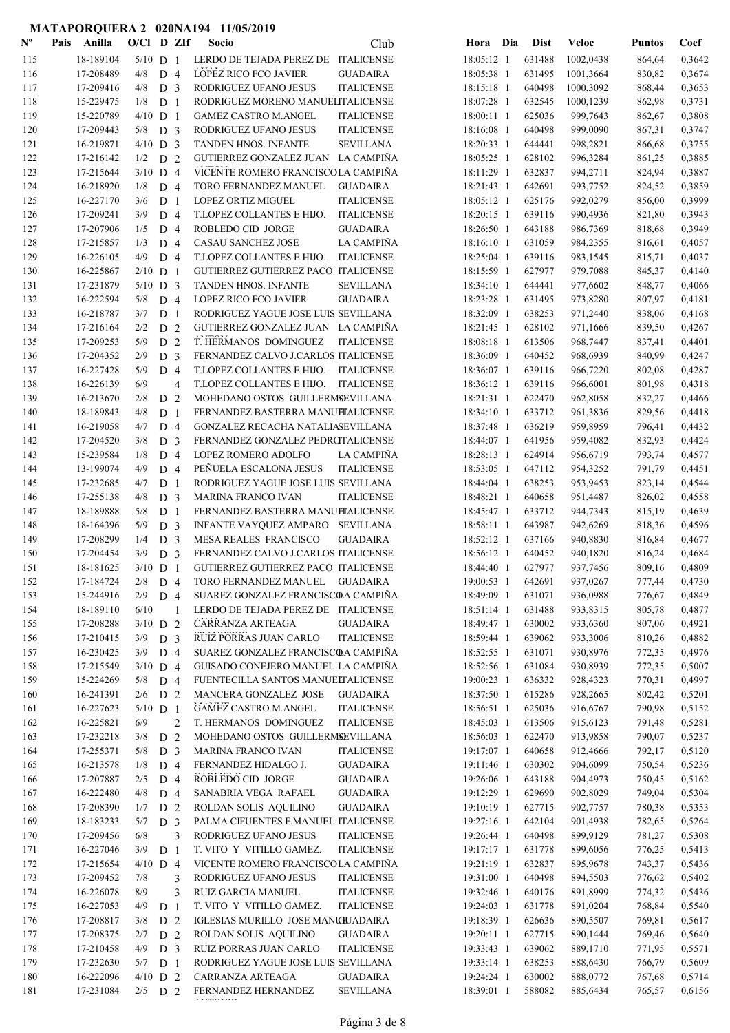# MATAPORQUERA 2 020NA194 11/05/2019

| Nº | Pais | Anilla | O/Cl | D | ZIf | Socio | Club | Hora | Dia | Dist | Veloc | Puntos | Coef |
|---|---|---|---|---|---|---|---|---|---|---|---|---|---|
| 115 | | 18-189104 | 5/10 | D | 1 | LERDO DE TEJADA PEREZ DE | ITALICENSE | 18:05:12 | 1 | 631488 | 1002,0438 | 864,64 | 0,3642 |
| 116 | | 17-208489 | 4/8 | D | 4 | LOPEZ RICO FCO JAVIER | GUADAIRA | 18:05:38 | 1 | 631495 | 1001,3664 | 830,82 | 0,3674 |
| 117 | | 17-209416 | 4/8 | D | 3 | RODRIGUEZ UFANO JESUS | ITALICENSE | 18:15:18 | 1 | 640498 | 1000,3092 | 868,44 | 0,3653 |
| 118 | | 15-229475 | 1/8 | D | 1 | RODRIGUEZ MORENO MANUELITALICENSE | | 18:07:28 | 1 | 632545 | 1000,1239 | 862,98 | 0,3731 |
| 119 | | 15-220789 | 4/10 | D | 1 | GAMEZ CASTRO M.ANGEL | ITALICENSE | 18:00:11 | 1 | 625036 | 999,7643 | 862,67 | 0,3808 |
| 120 | | 17-209443 | 5/8 | D | 3 | RODRIGUEZ UFANO JESUS | ITALICENSE | 18:16:08 | 1 | 640498 | 999,0090 | 867,31 | 0,3747 |
| 121 | | 16-219871 | 4/10 | D | 3 | TANDEN HNOS. INFANTE | SEVILLANA | 18:20:33 | 1 | 644441 | 998,2821 | 866,68 | 0,3755 |
| 122 | | 17-216142 | 1/2 | D | 2 | GUTIERREZ GONZALEZ JUAN | LA CAMPIÑA | 18:05:25 | 1 | 628102 | 996,3284 | 861,25 | 0,3885 |
| 123 | | 17-215644 | 3/10 | D | 4 | VICENTE ROMERO FRANCISCOLA CAMPIÑA | | 18:11:29 | 1 | 632837 | 994,2711 | 824,94 | 0,3887 |
| 124 | | 16-218920 | 1/8 | D | 4 | TORO FERNANDEZ MANUEL | GUADAIRA | 18:21:43 | 1 | 642691 | 993,7752 | 824,52 | 0,3859 |
| 125 | | 16-227170 | 3/6 | D | 1 | LOPEZ ORTIZ MIGUEL | ITALICENSE | 18:05:12 | 1 | 625176 | 992,0279 | 856,00 | 0,3999 |
| 126 | | 17-209241 | 3/9 | D | 4 | T.LOPEZ COLLANTES E HIJO. | ITALICENSE | 18:20:15 | 1 | 639116 | 990,4936 | 821,80 | 0,3943 |
| 127 | | 17-207906 | 1/5 | D | 4 | ROBLEDO CID JORGE | GUADAIRA | 18:26:50 | 1 | 643188 | 986,7369 | 818,68 | 0,3949 |
| 128 | | 17-215857 | 1/3 | D | 4 | CASAU SANCHEZ JOSE | LA CAMPIÑA | 18:16:10 | 1 | 631059 | 984,2355 | 816,61 | 0,4057 |
| 129 | | 16-226105 | 4/9 | D | 4 | T.LOPEZ COLLANTES E HIJO. | ITALICENSE | 18:25:04 | 1 | 639116 | 983,1545 | 815,71 | 0,4037 |
| 130 | | 16-225867 | 2/10 | D | 1 | GUTIERREZ GUTIERREZ PACO | ITALICENSE | 18:15:59 | 1 | 627977 | 979,7088 | 845,37 | 0,4140 |
| 131 | | 17-231879 | 5/10 | D | 3 | TANDEN HNOS. INFANTE | SEVILLANA | 18:34:10 | 1 | 644441 | 977,6602 | 848,77 | 0,4066 |
| 132 | | 16-222594 | 5/8 | D | 4 | LOPEZ RICO FCO JAVIER | GUADAIRA | 18:23:28 | 1 | 631495 | 973,8280 | 807,97 | 0,4181 |
| 133 | | 16-218787 | 3/7 | D | 1 | RODRIGUEZ YAGUE JOSE LUIS | SEVILLANA | 18:32:09 | 1 | 638253 | 971,2440 | 838,06 | 0,4168 |
| 134 | | 17-216164 | 2/2 | D | 2 | GUTIERREZ GONZALEZ JUAN | LA CAMPIÑA | 18:21:45 | 1 | 628102 | 971,1666 | 839,50 | 0,4267 |
| 135 | | 17-209253 | 5/9 | D | 2 | T. HERMANOS DOMINGUEZ | ITALICENSE | 18:08:18 | 1 | 613506 | 968,7447 | 837,41 | 0,4401 |
| 136 | | 17-204352 | 2/9 | D | 3 | FERNANDEZ CALVO J.CARLOS | ITALICENSE | 18:36:09 | 1 | 640452 | 968,6939 | 840,99 | 0,4247 |
| 137 | | 16-227428 | 5/9 | D | 4 | T.LOPEZ COLLANTES E HIJO. | ITALICENSE | 18:36:07 | 1 | 639116 | 966,7220 | 802,08 | 0,4287 |
| 138 | | 16-226139 | 6/9 | | 4 | T.LOPEZ COLLANTES E HIJO. | ITALICENSE | 18:36:12 | 1 | 639116 | 966,6001 | 801,98 | 0,4318 |
| 139 | | 16-213670 | 2/8 | D | 2 | MOHEDANO OSTOS GUILLERMOSEVILLANA | | 18:21:31 | 1 | 622470 | 962,8058 | 832,27 | 0,4466 |
| 140 | | 18-189843 | 4/8 | D | 1 | FERNANDEZ BASTERRA MANUELITALICENSE | | 18:34:10 | 1 | 633712 | 961,3836 | 829,56 | 0,4418 |
| 141 | | 16-219058 | 4/7 | D | 4 | GONZALEZ RECACHA NATALIASEVILLANA | | 18:37:48 | 1 | 636219 | 959,8959 | 796,41 | 0,4432 |
| 142 | | 17-204520 | 3/8 | D | 3 | FERNANDEZ GONZALEZ PEDROITALICENSE | | 18:44:07 | 1 | 641956 | 959,4082 | 832,93 | 0,4424 |
| 143 | | 15-239584 | 1/8 | D | 4 | LOPEZ ROMERO ADOLFO | LA CAMPIÑA | 18:28:13 | 1 | 624914 | 956,6719 | 793,74 | 0,4577 |
| 144 | | 13-199074 | 4/9 | D | 4 | PEÑUELA ESCALONA JESUS | ITALICENSE | 18:53:05 | 1 | 647112 | 954,3252 | 791,79 | 0,4451 |
| 145 | | 17-232685 | 4/7 | D | 1 | RODRIGUEZ YAGUE JOSE LUIS | SEVILLANA | 18:44:04 | 1 | 638253 | 953,9453 | 823,14 | 0,4544 |
| 146 | | 17-255138 | 4/8 | D | 3 | MARINA FRANCO IVAN | ITALICENSE | 18:48:21 | 1 | 640658 | 951,4487 | 826,02 | 0,4558 |
| 147 | | 18-189888 | 5/8 | D | 1 | FERNANDEZ BASTERRA MANUELITALICENSE | | 18:45:47 | 1 | 633712 | 944,7343 | 815,19 | 0,4639 |
| 148 | | 18-164396 | 5/9 | D | 3 | INFANTE VAYQUEZ AMPARO | SEVILLANA | 18:58:11 | 1 | 643987 | 942,6269 | 818,36 | 0,4596 |
| 149 | | 17-208299 | 1/4 | D | 3 | MESA REALES FRANCISCO | GUADAIRA | 18:52:12 | 1 | 637166 | 940,8830 | 816,84 | 0,4677 |
| 150 | | 17-204454 | 3/9 | D | 3 | FERNANDEZ CALVO J.CARLOS | ITALICENSE | 18:56:12 | 1 | 640452 | 940,1820 | 816,24 | 0,4684 |
| 151 | | 18-181625 | 3/10 | D | 1 | GUTIERREZ GUTIERREZ PACO | ITALICENSE | 18:44:40 | 1 | 627977 | 937,7456 | 809,16 | 0,4809 |
| 152 | | 17-184724 | 2/8 | D | 4 | TORO FERNANDEZ MANUEL | GUADAIRA | 19:00:53 | 1 | 642691 | 937,0267 | 777,44 | 0,4730 |
| 153 | | 15-244916 | 2/9 | D | 4 | SUAREZ GONZALEZ FRANCISCOLA CAMPIÑA | | 18:49:09 | 1 | 631071 | 936,0988 | 776,67 | 0,4849 |
| 154 | | 18-189110 | 6/10 | | 1 | LERDO DE TEJADA PEREZ DE | ITALICENSE | 18:51:14 | 1 | 631488 | 933,8315 | 805,78 | 0,4877 |
| 155 | | 17-208288 | 3/10 | D | 2 | CARRANZA ARTEAGA | GUADAIRA | 18:49:47 | 1 | 630002 | 933,6360 | 807,06 | 0,4921 |
| 156 | | 17-210415 | 3/9 | D | 3 | RUIZ PORRAS JUAN CARLO | ITALICENSE | 18:59:44 | 1 | 639062 | 933,3006 | 810,26 | 0,4882 |
| 157 | | 16-230425 | 3/9 | D | 4 | SUAREZ GONZALEZ FRANCISCOLA CAMPIÑA | | 18:52:55 | 1 | 631071 | 930,8976 | 772,35 | 0,4976 |
| 158 | | 17-215549 | 3/10 | D | 4 | GUISADO CONEJERO MANUEL | LA CAMPIÑA | 18:52:56 | 1 | 631084 | 930,8939 | 772,35 | 0,5007 |
| 159 | | 15-224269 | 5/8 | D | 4 | FUENTECILLA SANTOS MANUELITALICENSE | | 19:00:23 | 1 | 636332 | 928,4323 | 770,31 | 0,4997 |
| 160 | | 16-241391 | 2/6 | D | 2 | MANCERA GONZALEZ JOSE | GUADAIRA | 18:37:50 | 1 | 615286 | 928,2665 | 802,42 | 0,5201 |
| 161 | | 16-227623 | 5/10 | D | 1 | GAMEZ CASTRO M.ANGEL | ITALICENSE | 18:56:51 | 1 | 625036 | 916,6767 | 790,98 | 0,5152 |
| 162 | | 16-225821 | 6/9 | | 2 | T. HERMANOS DOMINGUEZ | ITALICENSE | 18:45:03 | 1 | 613506 | 915,6123 | 791,48 | 0,5281 |
| 163 | | 17-232218 | 3/8 | D | 2 | MOHEDANO OSTOS GUILLERMOSEVILLANA | | 18:56:03 | 1 | 622470 | 913,9858 | 790,07 | 0,5237 |
| 164 | | 17-255371 | 5/8 | D | 3 | MARINA FRANCO IVAN | ITALICENSE | 19:17:07 | 1 | 640658 | 912,4666 | 792,17 | 0,5120 |
| 165 | | 16-213578 | 1/8 | D | 4 | FERNANDEZ HIDALGO J. | GUADAIRA | 19:11:46 | 1 | 630302 | 904,6099 | 750,54 | 0,5236 |
| 166 | | 17-207887 | 2/5 | D | 4 | ROBLEDO CID JORGE | GUADAIRA | 19:26:06 | 1 | 643188 | 904,4973 | 750,45 | 0,5162 |
| 167 | | 16-222480 | 4/8 | D | 4 | SANABRIA VEGA RAFAEL | GUADAIRA | 19:12:29 | 1 | 629690 | 902,8029 | 749,04 | 0,5304 |
| 168 | | 17-208390 | 1/7 | D | 2 | ROLDAN SOLIS AQUILINO | GUADAIRA | 19:10:19 | 1 | 627715 | 902,7757 | 780,38 | 0,5353 |
| 169 | | 18-183233 | 5/7 | D | 3 | PALMA CIFUENTES F.MANUEL | ITALICENSE | 19:27:16 | 1 | 642104 | 901,4938 | 782,65 | 0,5264 |
| 170 | | 17-209456 | 6/8 | | 3 | RODRIGUEZ UFANO JESUS | ITALICENSE | 19:26:44 | 1 | 640498 | 899,9129 | 781,27 | 0,5308 |
| 171 | | 16-227046 | 3/9 | D | 1 | T. VITO Y VITILLO GAMEZ. | ITALICENSE | 19:17:17 | 1 | 631778 | 899,6056 | 776,25 | 0,5413 |
| 172 | | 17-215654 | 4/10 | D | 4 | VICENTE ROMERO FRANCISCOLA CAMPIÑA | | 19:21:19 | 1 | 632837 | 895,9678 | 743,37 | 0,5436 |
| 173 | | 17-209452 | 7/8 | | 3 | RODRIGUEZ UFANO JESUS | ITALICENSE | 19:31:00 | 1 | 640498 | 894,5503 | 776,62 | 0,5402 |
| 174 | | 16-226078 | 8/9 | | 3 | RUIZ GARCIA MANUEL | ITALICENSE | 19:32:46 | 1 | 640176 | 891,8999 | 774,32 | 0,5436 |
| 175 | | 16-227053 | 4/9 | D | 1 | T. VITO Y VITILLO GAMEZ. | ITALICENSE | 19:24:03 | 1 | 631778 | 891,0204 | 768,84 | 0,5540 |
| 176 | | 17-208817 | 3/8 | D | 2 | IGLESIAS MURILLO JOSE MANUGUADAIRA | | 19:18:39 | 1 | 626636 | 890,5507 | 769,81 | 0,5617 |
| 177 | | 17-208375 | 2/7 | D | 2 | ROLDAN SOLIS AQUILINO | GUADAIRA | 19:20:11 | 1 | 627715 | 890,1444 | 769,46 | 0,5640 |
| 178 | | 17-210458 | 4/9 | D | 3 | RUIZ PORRAS JUAN CARLO | ITALICENSE | 19:33:43 | 1 | 639062 | 889,1710 | 771,95 | 0,5571 |
| 179 | | 17-232630 | 5/7 | D | 1 | RODRIGUEZ YAGUE JOSE LUIS | SEVILLANA | 19:33:14 | 1 | 638253 | 888,6430 | 766,79 | 0,5609 |
| 180 | | 16-222096 | 4/10 | D | 2 | CARRANZA ARTEAGA | GUADAIRA | 19:24:24 | 1 | 630002 | 888,0772 | 767,68 | 0,5714 |
| 181 | | 17-231084 | 2/5 | D | 2 | FERNANDEZ HERNANDEZ | SEVILLANA | 18:39:01 | 1 | 588082 | 885,6434 | 765,57 | 0,6156 |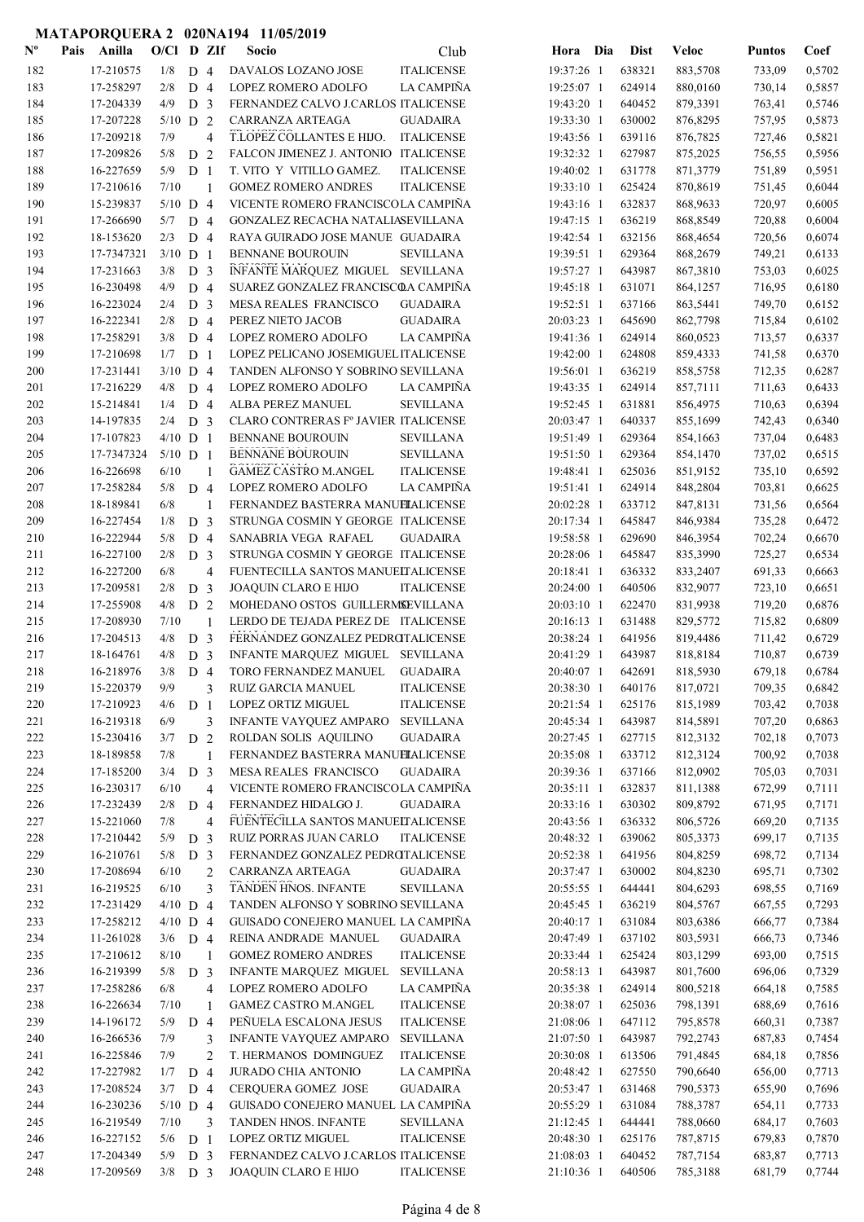**MATAPORQUERA 2 020NA194 11/05/2019**

| Nº | Pais | Anilla | O/Cl | D | ZIf | Socio | Club | Hora | Dia | Dist | Veloc | Puntos | Coef |
|---|---|---|---|---|---|---|---|---|---|---|---|---|---|
| 182 | | 17-210575 | 1/8 | D | 4 | DAVALOS LOZANO JOSE | ITALICENSE | 19:37:26 | 1 | 638321 | 883,5708 | 733,09 | 0,5702 |
| 183 | | 17-258297 | 2/8 | D | 4 | LOPEZ ROMERO ADOLFO | LA CAMPIÑA | 19:25:07 | 1 | 624914 | 880,0160 | 730,14 | 0,5857 |
| 184 | | 17-204339 | 4/9 | D | 3 | FERNANDEZ CALVO J.CARLOS | ITALICENSE | 19:43:20 | 1 | 640452 | 879,3391 | 763,41 | 0,5746 |
| 185 | | 17-207228 | 5/10 | D | 2 | CARRANZA ARTEAGA | GUADAIRA | 19:33:30 | 1 | 630002 | 876,8295 | 757,95 | 0,5873 |
| 186 | | 17-209218 | 7/9 | | 4 | T.LOPEZ COLLANTES E HIJO. | ITALICENSE | 19:43:56 | 1 | 639116 | 876,7825 | 727,46 | 0,5821 |
| 187 | | 17-209826 | 5/8 | D | 2 | FALCON JIMENEZ J. ANTONIO | ITALICENSE | 19:32:32 | 1 | 627987 | 875,2025 | 756,55 | 0,5956 |
| 188 | | 16-227659 | 5/9 | D | 1 | T. VITO Y VITILLO GAMEZ. | ITALICENSE | 19:40:02 | 1 | 631778 | 871,3779 | 751,89 | 0,5951 |
| 189 | | 17-210616 | 7/10 | | 1 | GOMEZ ROMERO ANDRES | ITALICENSE | 19:33:10 | 1 | 625424 | 870,8619 | 751,45 | 0,6044 |
| 190 | | 15-239837 | 5/10 | D | 4 | VICENTE ROMERO FRANCISCO | LA CAMPIÑA | 19:43:16 | 1 | 632837 | 868,9633 | 720,97 | 0,6005 |
| 191 | | 17-266690 | 5/7 | D | 4 | GONZALEZ RECACHA NATALIA | SEVILLANA | 19:47:15 | 1 | 636219 | 868,8549 | 720,88 | 0,6004 |
| 192 | | 18-153620 | 2/3 | D | 4 | RAYA GUIRADO JOSE MANUE | GUADAIRA | 19:42:54 | 1 | 632156 | 868,4654 | 720,56 | 0,6074 |
| 193 | | 17-7347321 | 3/10 | D | 1 | BENNANE BOUROUIN | SEVILLANA | 19:39:51 | 1 | 629364 | 868,2679 | 749,21 | 0,6133 |
| 194 | | 17-231663 | 3/8 | D | 3 | INFANTE MARQUEZ MIGUEL | SEVILLANA | 19:57:27 | 1 | 643987 | 867,3810 | 753,03 | 0,6025 |
| 195 | | 16-230498 | 4/9 | D | 4 | SUAREZ GONZALEZ FRANCISCO | LA CAMPIÑA | 19:45:18 | 1 | 631071 | 864,1257 | 716,95 | 0,6180 |
| 196 | | 16-223024 | 2/4 | D | 3 | MESA REALES FRANCISCO | GUADAIRA | 19:52:51 | 1 | 637166 | 863,5441 | 749,70 | 0,6152 |
| 197 | | 16-222341 | 2/8 | D | 4 | PEREZ NIETO JACOB | GUADAIRA | 20:03:23 | 1 | 645690 | 862,7798 | 715,84 | 0,6102 |
| 198 | | 17-258291 | 3/8 | D | 4 | LOPEZ ROMERO ADOLFO | LA CAMPIÑA | 19:41:36 | 1 | 624914 | 860,0523 | 713,57 | 0,6337 |
| 199 | | 17-210698 | 1/7 | D | 1 | LOPEZ PELICANO JOSEMIGUEL | ITALICENSE | 19:42:00 | 1 | 624808 | 859,4333 | 741,58 | 0,6370 |
| 200 | | 17-231441 | 3/10 | D | 4 | TANDEN ALFONSO Y SOBRINO | SEVILLANA | 19:56:01 | 1 | 636219 | 858,5758 | 712,35 | 0,6287 |
| 201 | | 17-216229 | 4/8 | D | 4 | LOPEZ ROMERO ADOLFO | LA CAMPIÑA | 19:43:35 | 1 | 624914 | 857,7111 | 711,63 | 0,6433 |
| 202 | | 15-214841 | 1/4 | D | 4 | ALBA PEREZ MANUEL | SEVILLANA | 19:52:45 | 1 | 631881 | 856,4975 | 710,63 | 0,6394 |
| 203 | | 14-197835 | 2/4 | D | 3 | CLARO CONTRERAS Fº JAVIER | ITALICENSE | 20:03:47 | 1 | 640337 | 855,1699 | 742,43 | 0,6340 |
| 204 | | 17-107823 | 4/10 | D | 1 | BENNANE BOUROUIN | SEVILLANA | 19:51:49 | 1 | 629364 | 854,1663 | 737,04 | 0,6483 |
| 205 | | 17-7347324 | 5/10 | D | 1 | BENNANE BOUROUIN | SEVILLANA | 19:51:50 | 1 | 629364 | 854,1470 | 737,02 | 0,6515 |
| 206 | | 16-226698 | 6/10 | | 1 | GAMEZ CASTRO M.ANGEL | ITALICENSE | 19:48:41 | 1 | 625036 | 851,9152 | 735,10 | 0,6592 |
| 207 | | 17-258284 | 5/8 | D | 4 | LOPEZ ROMERO ADOLFO | LA CAMPIÑA | 19:51:41 | 1 | 624914 | 848,2804 | 703,81 | 0,6625 |
| 208 | | 18-189841 | 6/8 | | 1 | FERNANDEZ BASTERRA MANUEL | ITALICENSE | 20:02:28 | 1 | 633712 | 847,8131 | 731,56 | 0,6564 |
| 209 | | 16-227454 | 1/8 | D | 3 | STRUNGA COSMIN Y GEORGE | ITALICENSE | 20:17:34 | 1 | 645847 | 846,9384 | 735,28 | 0,6472 |
| 210 | | 16-222944 | 5/8 | D | 4 | SANABRIA VEGA RAFAEL | GUADAIRA | 19:58:58 | 1 | 629690 | 846,3954 | 702,24 | 0,6670 |
| 211 | | 16-227100 | 2/8 | D | 3 | STRUNGA COSMIN Y GEORGE | ITALICENSE | 20:28:06 | 1 | 645847 | 835,3990 | 725,27 | 0,6534 |
| 212 | | 16-227200 | 6/8 | | 4 | FUENTECILLA SANTOS MANUEL | ITALICENSE | 20:18:41 | 1 | 636332 | 833,2407 | 691,33 | 0,6663 |
| 213 | | 17-209581 | 2/8 | D | 3 | JOAQUIN CLARO E HIJO | ITALICENSE | 20:24:00 | 1 | 640506 | 832,9077 | 723,10 | 0,6651 |
| 214 | | 17-255908 | 4/8 | D | 2 | MOHEDANO OSTOS GUILLERMO | SEVILLANA | 20:03:10 | 1 | 622470 | 831,9938 | 719,20 | 0,6876 |
| 215 | | 17-208930 | 7/10 | | 1 | LERDO DE TEJADA PEREZ DE | ITALICENSE | 20:16:13 | 1 | 631488 | 829,5772 | 715,82 | 0,6809 |
| 216 | | 17-204513 | 4/8 | D | 3 | FERNANDEZ GONZALEZ PEDRO | ITALICENSE | 20:38:24 | 1 | 641956 | 819,4486 | 711,42 | 0,6729 |
| 217 | | 18-164761 | 4/8 | D | 3 | INFANTE MARQUEZ MIGUEL | SEVILLANA | 20:41:29 | 1 | 643987 | 818,8184 | 710,87 | 0,6739 |
| 218 | | 16-218976 | 3/8 | D | 4 | TORO FERNANDEZ MANUEL | GUADAIRA | 20:40:07 | 1 | 642691 | 818,5930 | 679,18 | 0,6784 |
| 219 | | 15-220379 | 9/9 | | 3 | RUIZ GARCIA MANUEL | ITALICENSE | 20:38:30 | 1 | 640176 | 817,0721 | 709,35 | 0,6842 |
| 220 | | 17-210923 | 4/6 | D | 1 | LOPEZ ORTIZ MIGUEL | ITALICENSE | 20:21:54 | 1 | 625176 | 815,1989 | 703,42 | 0,7038 |
| 221 | | 16-219318 | 6/9 | | 3 | INFANTE VAYQUEZ AMPARO | SEVILLANA | 20:45:34 | 1 | 643987 | 814,5891 | 707,20 | 0,6863 |
| 222 | | 15-230416 | 3/7 | D | 2 | ROLDAN SOLIS AQUILINO | GUADAIRA | 20:27:45 | 1 | 627715 | 812,3132 | 702,18 | 0,7073 |
| 223 | | 18-189858 | 7/8 | | 1 | FERNANDEZ BASTERRA MANUEL | ITALICENSE | 20:35:08 | 1 | 633712 | 812,3124 | 700,92 | 0,7038 |
| 224 | | 17-185200 | 3/4 | D | 3 | MESA REALES FRANCISCO | GUADAIRA | 20:39:36 | 1 | 637166 | 812,0902 | 705,03 | 0,7031 |
| 225 | | 16-230317 | 6/10 | | 4 | VICENTE ROMERO FRANCISCO | LA CAMPIÑA | 20:35:11 | 1 | 632837 | 811,1388 | 672,99 | 0,7111 |
| 226 | | 17-232439 | 2/8 | D | 4 | FERNANDEZ HIDALGO J. | GUADAIRA | 20:33:16 | 1 | 630302 | 809,8792 | 671,95 | 0,7171 |
| 227 | | 15-221060 | 7/8 | | 4 | FUENTECILLA SANTOS MANUEL | ITALICENSE | 20:43:56 | 1 | 636332 | 806,5726 | 669,20 | 0,7135 |
| 228 | | 17-210442 | 5/9 | D | 3 | RUIZ PORRAS JUAN CARLO | ITALICENSE | 20:48:32 | 1 | 639062 | 805,3373 | 699,17 | 0,7135 |
| 229 | | 16-210761 | 5/8 | D | 3 | FERNANDEZ GONZALEZ PEDRO | ITALICENSE | 20:52:38 | 1 | 641956 | 804,8259 | 698,72 | 0,7134 |
| 230 | | 17-208694 | 6/10 | | 2 | CARRANZA ARTEAGA | GUADAIRA | 20:37:47 | 1 | 630002 | 804,8230 | 695,71 | 0,7302 |
| 231 | | 16-219525 | 6/10 | | 3 | TANDEN HNOS. INFANTE | SEVILLANA | 20:55:55 | 1 | 644441 | 804,6293 | 698,55 | 0,7169 |
| 232 | | 17-231429 | 4/10 | D | 4 | TANDEN ALFONSO Y SOBRINO | SEVILLANA | 20:45:45 | 1 | 636219 | 804,5767 | 667,55 | 0,7293 |
| 233 | | 17-258212 | 4/10 | D | 4 | GUISADO CONEJERO MANUEL | LA CAMPIÑA | 20:40:17 | 1 | 631084 | 803,6386 | 666,77 | 0,7384 |
| 234 | | 11-261028 | 3/6 | D | 4 | REINA ANDRADE MANUEL | GUADAIRA | 20:47:49 | 1 | 637102 | 803,5931 | 666,73 | 0,7346 |
| 235 | | 17-210612 | 8/10 | | 1 | GOMEZ ROMERO ANDRES | ITALICENSE | 20:33:44 | 1 | 625424 | 803,1299 | 693,00 | 0,7515 |
| 236 | | 16-219399 | 5/8 | D | 3 | INFANTE MARQUEZ MIGUEL | SEVILLANA | 20:58:13 | 1 | 643987 | 801,7600 | 696,06 | 0,7329 |
| 237 | | 17-258286 | 6/8 | | 4 | LOPEZ ROMERO ADOLFO | LA CAMPIÑA | 20:35:38 | 1 | 624914 | 800,5218 | 664,18 | 0,7585 |
| 238 | | 16-226634 | 7/10 | | 1 | GAMEZ CASTRO M.ANGEL | ITALICENSE | 20:38:07 | 1 | 625036 | 798,1391 | 688,69 | 0,7616 |
| 239 | | 14-196172 | 5/9 | D | 4 | PEÑUELA ESCALONA JESUS | ITALICENSE | 21:08:06 | 1 | 647112 | 795,8578 | 660,31 | 0,7387 |
| 240 | | 16-266536 | 7/9 | | 3 | INFANTE VAYQUEZ AMPARO | SEVILLANA | 21:07:50 | 1 | 643987 | 792,2743 | 687,83 | 0,7454 |
| 241 | | 16-225846 | 7/9 | | 2 | T. HERMANOS DOMINGUEZ | ITALICENSE | 20:30:08 | 1 | 613506 | 791,4845 | 684,18 | 0,7856 |
| 242 | | 17-227982 | 1/7 | D | 4 | JURADO CHIA ANTONIO | LA CAMPIÑA | 20:48:42 | 1 | 627550 | 790,6640 | 656,00 | 0,7713 |
| 243 | | 17-208524 | 3/7 | D | 4 | CERQUERA GOMEZ JOSE | GUADAIRA | 20:53:47 | 1 | 631468 | 790,5373 | 655,90 | 0,7696 |
| 244 | | 16-230236 | 5/10 | D | 4 | GUISADO CONEJERO MANUEL | LA CAMPIÑA | 20:55:29 | 1 | 631084 | 788,3787 | 654,11 | 0,7733 |
| 245 | | 16-219549 | 7/10 | | 3 | TANDEN HNOS. INFANTE | SEVILLANA | 21:12:45 | 1 | 644441 | 788,0660 | 684,17 | 0,7603 |
| 246 | | 16-227152 | 5/6 | D | 1 | LOPEZ ORTIZ MIGUEL | ITALICENSE | 20:48:30 | 1 | 625176 | 787,8715 | 679,83 | 0,7870 |
| 247 | | 17-204349 | 5/9 | D | 3 | FERNANDEZ CALVO J.CARLOS | ITALICENSE | 21:08:03 | 1 | 640452 | 787,7154 | 683,87 | 0,7713 |
| 248 | | 17-209569 | 3/8 | D | 3 | JOAQUIN CLARO E HIJO | ITALICENSE | 21:10:36 | 1 | 640506 | 785,3188 | 681,79 | 0,7744 |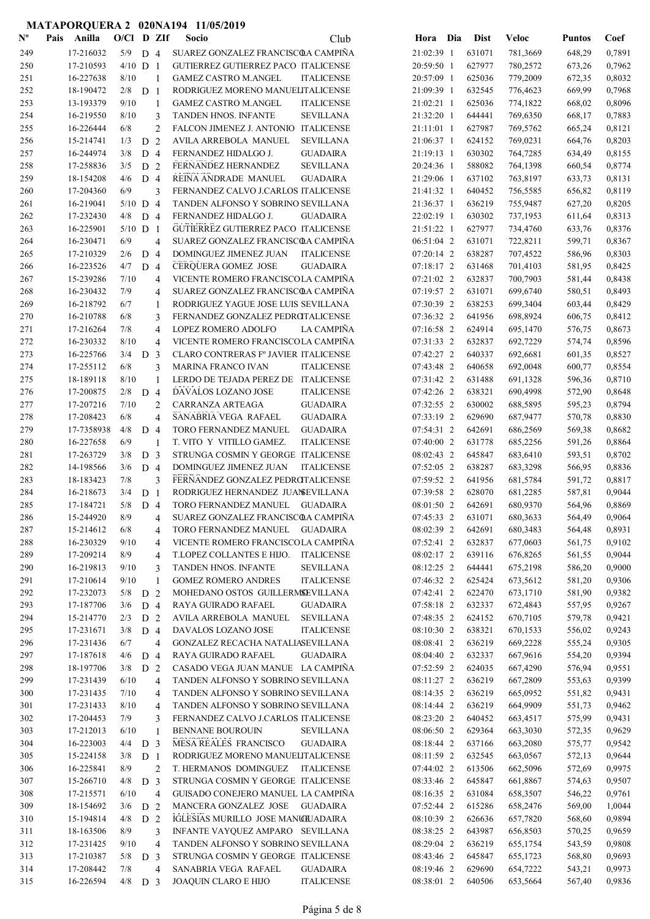## MATAPORQUERA 2 020NA194 11/05/2019

| Nº | Pais | Anilla | O/Cl | D | ZIf | Socio | Club | Hora | Dia | Dist | Veloc | Puntos | Coef |
|---|---|---|---|---|---|---|---|---|---|---|---|---|---|
| 249 | | 17-216032 | 5/9 | D | 4 | SUAREZ GONZALEZ FRANCISCO | LA CAMPIÑA | 21:02:39 | 1 | 631071 | 781,3669 | 648,29 | 0,7891 |
| 250 | | 17-210593 | 4/10 | D | 1 | GUTIERREZ GUTIERREZ PACO | ITALICENSE | 20:59:50 | 1 | 627977 | 780,2572 | 673,26 | 0,7962 |
| 251 | | 16-227638 | 8/10 | | 1 | GAMEZ CASTRO M.ANGEL | ITALICENSE | 20:57:09 | 1 | 625036 | 779,2009 | 672,35 | 0,8032 |
| 252 | | 18-190472 | 2/8 | D | 1 | RODRIGUEZ MORENO MANUEL | ITALICENSE | 21:09:39 | 1 | 632545 | 776,4623 | 669,99 | 0,7968 |
| 253 | | 13-193379 | 9/10 | | 1 | GAMEZ CASTRO M.ANGEL | ITALICENSE | 21:02:21 | 1 | 625036 | 774,1822 | 668,02 | 0,8096 |
| 254 | | 16-219550 | 8/10 | | 3 | TANDEN HNOS. INFANTE | SEVILLANA | 21:32:20 | 1 | 644441 | 769,6350 | 668,17 | 0,7883 |
| 255 | | 16-226444 | 6/8 | | 2 | FALCON JIMENEZ J. ANTONIO | ITALICENSE | 21:11:01 | 1 | 627987 | 769,5762 | 665,24 | 0,8121 |
| 256 | | 15-214741 | 1/3 | D | 2 | AVILA ARREBOLA MANUEL | SEVILLANA | 21:06:37 | 1 | 624152 | 769,0231 | 664,76 | 0,8203 |
| 257 | | 16-244974 | 3/8 | D | 4 | FERNANDEZ HIDALGO J. | GUADAIRA | 21:19:13 | 1 | 630302 | 764,7285 | 634,49 | 0,8155 |
| 258 | | 17-258836 | 3/5 | D | 2 | FERNANDEZ HERNANDEZ | SEVILLANA | 20:24:36 | 1 | 588082 | 764,1398 | 660,54 | 0,8774 |
| 259 | | 18-154208 | 4/6 | D | 4 | REINA ANDRADE MANUEL | GUADAIRA | 21:29:06 | 1 | 637102 | 763,8197 | 633,73 | 0,8131 |
| 260 | | 17-204360 | 6/9 | | 3 | FERNANDEZ CALVO J.CARLOS | ITALICENSE | 21:41:32 | 1 | 640452 | 756,5585 | 656,82 | 0,8119 |
| 261 | | 16-219041 | 5/10 | D | 4 | TANDEN ALFONSO Y SOBRINO | SEVILLANA | 21:36:37 | 1 | 636219 | 755,9487 | 627,20 | 0,8205 |
| 262 | | 17-232430 | 4/8 | D | 4 | FERNANDEZ HIDALGO J. | GUADAIRA | 22:02:19 | 1 | 630302 | 737,1953 | 611,64 | 0,8313 |
| 263 | | 16-225901 | 5/10 | D | 1 | GUTIERREZ GUTIERREZ PACO | ITALICENSE | 21:51:22 | 1 | 627977 | 734,4760 | 633,76 | 0,8376 |
| 264 | | 16-230471 | 6/9 | | 4 | SUAREZ GONZALEZ FRANCISCO | LA CAMPIÑA | 06:51:04 | 2 | 631071 | 722,8211 | 599,71 | 0,8367 |
| 265 | | 17-210329 | 2/6 | D | 4 | DOMINGUEZ JIMENEZ JUAN | ITALICENSE | 07:20:14 | 2 | 638287 | 707,4522 | 586,96 | 0,8303 |
| 266 | | 16-223526 | 4/7 | D | 4 | CERQUERA GOMEZ JOSE | GUADAIRA | 07:18:17 | 2 | 631468 | 701,4103 | 581,95 | 0,8425 |
| 267 | | 15-239286 | 7/10 | | 4 | VICENTE ROMERO FRANCISCO | LA CAMPIÑA | 07:21:02 | 2 | 632837 | 700,7903 | 581,44 | 0,8438 |
| 268 | | 16-230432 | 7/9 | | 4 | SUAREZ GONZALEZ FRANCISCO | LA CAMPIÑA | 07:19:57 | 2 | 631071 | 699,6740 | 580,51 | 0,8493 |
| 269 | | 16-218792 | 6/7 | | 1 | RODRIGUEZ YAGUE JOSE LUIS | SEVILLANA | 07:30:39 | 2 | 638253 | 699,3404 | 603,44 | 0,8429 |
| 270 | | 16-210788 | 6/8 | | 3 | FERNANDEZ GONZALEZ PEDRO | ITALICENSE | 07:36:32 | 2 | 641956 | 698,8924 | 606,75 | 0,8412 |
| 271 | | 17-216264 | 7/8 | | 4 | LOPEZ ROMERO ADOLFO | LA CAMPIÑA | 07:16:58 | 2 | 624914 | 695,1470 | 576,75 | 0,8673 |
| 272 | | 16-230332 | 8/10 | | 4 | VICENTE ROMERO FRANCISCO | LA CAMPIÑA | 07:31:33 | 2 | 632837 | 692,7229 | 574,74 | 0,8596 |
| 273 | | 16-225766 | 3/4 | D | 3 | CLARO CONTRERAS Fº JAVIER | ITALICENSE | 07:42:27 | 2 | 640337 | 692,6681 | 601,35 | 0,8527 |
| 274 | | 17-255112 | 6/8 | | 3 | MARINA FRANCO IVAN | ITALICENSE | 07:43:48 | 2 | 640658 | 692,0048 | 600,77 | 0,8554 |
| 275 | | 18-189118 | 8/10 | | 1 | LERDO DE TEJADA PEREZ DE | ITALICENSE | 07:31:42 | 2 | 631488 | 691,1328 | 596,36 | 0,8710 |
| 276 | | 17-200875 | 2/8 | D | 4 | DAVALOS LOZANO JOSE | ITALICENSE | 07:42:26 | 2 | 638321 | 690,4998 | 572,90 | 0,8648 |
| 277 | | 17-207216 | 7/10 | | 2 | CARRANZA ARTEAGA | GUADAIRA | 07:32:55 | 2 | 630002 | 688,5895 | 595,23 | 0,8794 |
| 278 | | 17-208423 | 6/8 | | 4 | SANABRIA VEGA RAFAEL | GUADAIRA | 07:33:19 | 2 | 629690 | 687,9477 | 570,78 | 0,8830 |
| 279 | | 17-7358938 | 4/8 | D | 4 | TORO FERNANDEZ MANUEL | GUADAIRA | 07:54:31 | 2 | 642691 | 686,2569 | 569,38 | 0,8682 |
| 280 | | 16-227658 | 6/9 | | 1 | T. VITO Y VITILLO GAMEZ. | ITALICENSE | 07:40:00 | 2 | 631778 | 685,2256 | 591,26 | 0,8864 |
| 281 | | 17-263729 | 3/8 | D | 3 | STRUNGA COSMIN Y GEORGE | ITALICENSE | 08:02:43 | 2 | 645847 | 683,6410 | 593,51 | 0,8702 |
| 282 | | 14-198566 | 3/6 | D | 4 | DOMINGUEZ JIMENEZ JUAN | ITALICENSE | 07:52:05 | 2 | 638287 | 683,3298 | 566,95 | 0,8836 |
| 283 | | 18-183423 | 7/8 | | 3 | FERNANDEZ GONZALEZ PEDRO | ITALICENSE | 07:59:52 | 2 | 641956 | 681,5784 | 591,72 | 0,8817 |
| 284 | | 16-218673 | 3/4 | D | 1 | RODRIGUEZ HERNANDEZ JUAN | SEVILLANA | 07:39:58 | 2 | 628070 | 681,2285 | 587,81 | 0,9044 |
| 285 | | 17-184721 | 5/8 | D | 4 | TORO FERNANDEZ MANUEL | GUADAIRA | 08:01:50 | 2 | 642691 | 680,9370 | 564,96 | 0,8869 |
| 286 | | 15-244920 | 8/9 | | 4 | SUAREZ GONZALEZ FRANCISCO | LA CAMPIÑA | 07:45:33 | 2 | 631071 | 680,3633 | 564,49 | 0,9064 |
| 287 | | 15-214612 | 6/8 | | 4 | TORO FERNANDEZ MANUEL | GUADAIRA | 08:02:39 | 2 | 642691 | 680,3483 | 564,48 | 0,8931 |
| 288 | | 16-230329 | 9/10 | | 4 | VICENTE ROMERO FRANCISCO | LA CAMPIÑA | 07:52:41 | 2 | 632837 | 677,0603 | 561,75 | 0,9102 |
| 289 | | 17-209214 | 8/9 | | 4 | T.LOPEZ COLLANTES E HIJO. | ITALICENSE | 08:02:17 | 2 | 639116 | 676,8265 | 561,55 | 0,9044 |
| 290 | | 16-219813 | 9/10 | | 3 | TANDEN HNOS. INFANTE | SEVILLANA | 08:12:25 | 2 | 644441 | 675,2198 | 586,20 | 0,9000 |
| 291 | | 17-210614 | 9/10 | | 1 | GOMEZ ROMERO ANDRES | ITALICENSE | 07:46:32 | 2 | 625424 | 673,5612 | 581,20 | 0,9306 |
| 292 | | 17-232073 | 5/8 | D | 2 | MOHEDANO OSTOS GUILLERMO | SEVILLANA | 07:42:41 | 2 | 622470 | 673,1710 | 581,90 | 0,9382 |
| 293 | | 17-187706 | 3/6 | D | 4 | RAYA GUIRADO RAFAEL | GUADAIRA | 07:58:18 | 2 | 632337 | 672,4843 | 557,95 | 0,9267 |
| 294 | | 15-214770 | 2/3 | D | 2 | AVILA ARREBOLA MANUEL | SEVILLANA | 07:48:35 | 2 | 624152 | 670,7105 | 579,78 | 0,9421 |
| 295 | | 17-231671 | 3/8 | D | 4 | DAVALOS LOZANO JOSE | ITALICENSE | 08:10:30 | 2 | 638321 | 670,1533 | 556,02 | 0,9243 |
| 296 | | 17-231436 | 6/7 | | 4 | GONZALEZ RECACHA NATALIA | SEVILLANA | 08:08:41 | 2 | 636219 | 669,2228 | 555,24 | 0,9305 |
| 297 | | 17-187618 | 4/6 | D | 4 | RAYA GUIRADO RAFAEL | GUADAIRA | 08:04:40 | 2 | 632337 | 667,9616 | 554,20 | 0,9394 |
| 298 | | 18-197706 | 3/8 | D | 2 | CASADO VEGA JUAN MANUE | LA CAMPIÑA | 07:52:59 | 2 | 624035 | 667,4290 | 576,94 | 0,9551 |
| 299 | | 17-231439 | 6/10 | | 4 | TANDEN ALFONSO Y SOBRINO | SEVILLANA | 08:11:27 | 2 | 636219 | 667,2809 | 553,63 | 0,9399 |
| 300 | | 17-231435 | 7/10 | | 4 | TANDEN ALFONSO Y SOBRINO | SEVILLANA | 08:14:35 | 2 | 636219 | 665,0952 | 551,82 | 0,9431 |
| 301 | | 17-231433 | 8/10 | | 4 | TANDEN ALFONSO Y SOBRINO | SEVILLANA | 08:14:44 | 2 | 636219 | 664,9909 | 551,73 | 0,9462 |
| 302 | | 17-204453 | 7/9 | | 3 | FERNANDEZ CALVO J.CARLOS | ITALICENSE | 08:23:20 | 2 | 640452 | 663,4517 | 575,99 | 0,9431 |
| 303 | | 17-212013 | 6/10 | | 1 | BENNANE BOUROUIN | SEVILLANA | 08:06:50 | 2 | 629364 | 663,3030 | 572,35 | 0,9629 |
| 304 | | 16-223003 | 4/4 | D | 3 | MESA REALES FRANCISCO | GUADAIRA | 08:18:44 | 2 | 637166 | 663,2080 | 575,77 | 0,9542 |
| 305 | | 15-224158 | 3/8 | D | 1 | RODRIGUEZ MORENO MANUEL | ITALICENSE | 08:11:59 | 2 | 632545 | 663,0567 | 572,13 | 0,9644 |
| 306 | | 16-225841 | 8/9 | | 2 | T. HERMANOS DOMINGUEZ | ITALICENSE | 07:44:02 | 2 | 613506 | 662,5096 | 572,69 | 0,9975 |
| 307 | | 15-266710 | 4/8 | D | 3 | STRUNGA COSMIN Y GEORGE | ITALICENSE | 08:33:46 | 2 | 645847 | 661,8867 | 574,63 | 0,9507 |
| 308 | | 17-215571 | 6/10 | | 4 | GUISADO CONEJERO MANUEL | LA CAMPIÑA | 08:16:35 | 2 | 631084 | 658,3507 | 546,22 | 0,9761 |
| 309 | | 18-154692 | 3/6 | D | 2 | MANCERA GONZALEZ JOSE | GUADAIRA | 07:52:44 | 2 | 615286 | 658,2476 | 569,00 | 1,0044 |
| 310 | | 15-194814 | 4/8 | D | 2 | IGLESIAS MURILLO JOSE MANUEL | GUADAIRA | 08:10:39 | 2 | 626636 | 657,7820 | 568,60 | 0,9894 |
| 311 | | 18-163506 | 8/9 | | 3 | INFANTE VAYQUEZ AMPARO | SEVILLANA | 08:38:25 | 2 | 643987 | 656,8503 | 570,25 | 0,9659 |
| 312 | | 17-231425 | 9/10 | | 4 | TANDEN ALFONSO Y SOBRINO | SEVILLANA | 08:29:04 | 2 | 636219 | 655,1754 | 543,59 | 0,9808 |
| 313 | | 17-210387 | 5/8 | D | 3 | STRUNGA COSMIN Y GEORGE | ITALICENSE | 08:43:46 | 2 | 645847 | 655,1723 | 568,80 | 0,9693 |
| 314 | | 17-208442 | 7/8 | | 4 | SANABRIA VEGA RAFAEL | GUADAIRA | 08:19:46 | 2 | 629690 | 654,7222 | 543,21 | 0,9973 |
| 315 | | 16-226594 | 4/8 | D | 3 | JOAQUIN CLARO E HIJO | ITALICENSE | 08:38:01 | 2 | 640506 | 653,5664 | 567,40 | 0,9836 |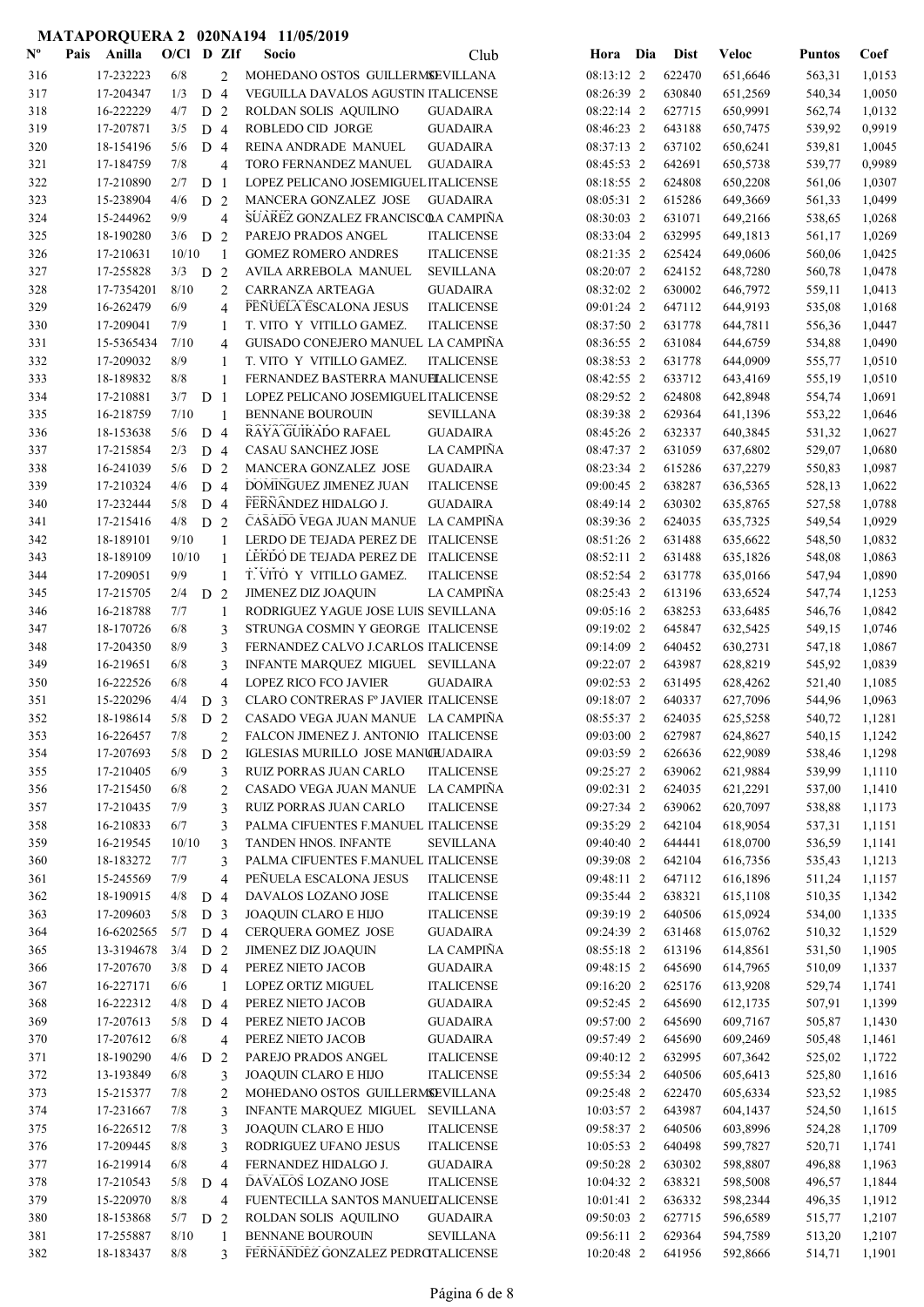**MATAPORQUERA 2 020NA194 11/05/2019**

| Nº | Pais | Anilla | O/Cl | D | ZIf | Socio | Club | Hora | Dia | Dist | Veloc | Puntos | Coef |
|---|---|---|---|---|---|---|---|---|---|---|---|---|---|
| 316 | | 17-232223 | 6/8 | | 2 | MOHEDANO OSTOS GUILLERMO | SEVILLANA | 08:13:12 | 2 | 622470 | 651,6646 | 563,31 | 1,0153 |
| 317 | | 17-204347 | 1/3 | D | 4 | VEGUILLA DAVALOS AGUSTIN | ITALICENSE | 08:26:39 | 2 | 630840 | 651,2569 | 540,34 | 1,0050 |
| 318 | | 16-222229 | 4/7 | D | 2 | ROLDAN SOLIS AQUILINO | GUADAIRA | 08:22:14 | 2 | 627715 | 650,9991 | 562,74 | 1,0132 |
| 319 | | 17-207871 | 3/5 | D | 4 | ROBLEDO CID JORGE | GUADAIRA | 08:46:23 | 2 | 643188 | 650,7475 | 539,92 | 0,9919 |
| 320 | | 18-154196 | 5/6 | D | 4 | REINA ANDRADE MANUEL | GUADAIRA | 08:37:13 | 2 | 637102 | 650,6241 | 539,81 | 1,0045 |
| 321 | | 17-184759 | 7/8 | | 4 | TORO FERNANDEZ MANUEL | GUADAIRA | 08:45:53 | 2 | 642691 | 650,5738 | 539,77 | 0,9989 |
| 322 | | 17-210890 | 2/7 | D | 1 | LOPEZ PELICANO JOSEMIGUEL | ITALICENSE | 08:18:55 | 2 | 624808 | 650,2208 | 561,06 | 1,0307 |
| 323 | | 15-238904 | 4/6 | D | 2 | MANCERA GONZALEZ JOSE | GUADAIRA | 08:05:31 | 2 | 615286 | 649,3669 | 561,33 | 1,0499 |
| 324 | | 15-244962 | 9/9 | | 4 | SUAREZ GONZALEZ FRANCISCO | LA CAMPIÑA | 08:30:03 | 2 | 631071 | 649,2166 | 538,65 | 1,0268 |
| 325 | | 18-190280 | 3/6 | D | 2 | PAREJO PRADOS ANGEL | ITALICENSE | 08:33:04 | 2 | 632995 | 649,1813 | 561,17 | 1,0269 |
| 326 | | 17-210631 | 10/10 | | 1 | GOMEZ ROMERO ANDRES | ITALICENSE | 08:21:35 | 2 | 625424 | 649,0606 | 560,06 | 1,0425 |
| 327 | | 17-255828 | 3/3 | D | 2 | AVILA ARREBOLA MANUEL | SEVILLANA | 08:20:07 | 2 | 624152 | 648,7280 | 560,78 | 1,0478 |
| 328 | | 17-7354201 | 8/10 | | 2 | CARRANZA ARTEAGA | GUADAIRA | 08:32:02 | 2 | 630002 | 646,7972 | 559,11 | 1,0413 |
| 329 | | 16-262479 | 6/9 | | 4 | PEÑUELA ESCALONA JESUS | ITALICENSE | 09:01:24 | 2 | 647112 | 644,9193 | 535,08 | 1,0168 |
| 330 | | 17-209041 | 7/9 | | 1 | T. VITO Y VITILLO GAMEZ. | ITALICENSE | 08:37:50 | 2 | 631778 | 644,7811 | 556,36 | 1,0447 |
| 331 | | 15-5365434 | 7/10 | | 4 | GUISADO CONEJERO MANUEL | LA CAMPIÑA | 08:36:55 | 2 | 631084 | 644,6759 | 534,88 | 1,0490 |
| 332 | | 17-209032 | 8/9 | | 1 | T. VITO Y VITILLO GAMEZ. | ITALICENSE | 08:38:53 | 2 | 631778 | 644,0909 | 555,77 | 1,0510 |
| 333 | | 18-189832 | 8/8 | | 1 | FERNANDEZ BASTERRA MANUEL | ITALICENSE | 08:42:55 | 2 | 633712 | 643,4169 | 555,19 | 1,0510 |
| 334 | | 17-210881 | 3/7 | D | 1 | LOPEZ PELICANO JOSEMIGUEL | ITALICENSE | 08:29:52 | 2 | 624808 | 642,8948 | 554,74 | 1,0691 |
| 335 | | 16-218759 | 7/10 | | 1 | BENNANE BOUROUIN | SEVILLANA | 08:39:38 | 2 | 629364 | 641,1396 | 553,22 | 1,0646 |
| 336 | | 18-153638 | 5/6 | D | 4 | RAYA GUIRADO RAFAEL | GUADAIRA | 08:45:26 | 2 | 632337 | 640,3845 | 531,32 | 1,0627 |
| 337 | | 17-215854 | 2/3 | D | 4 | CASAU SANCHEZ JOSE | LA CAMPIÑA | 08:47:37 | 2 | 631059 | 637,6802 | 529,07 | 1,0680 |
| 338 | | 16-241039 | 5/6 | D | 2 | MANCERA GONZALEZ JOSE | GUADAIRA | 08:23:34 | 2 | 615286 | 637,2279 | 550,83 | 1,0987 |
| 339 | | 17-210324 | 4/6 | D | 4 | DOMINGUEZ JIMENEZ JUAN | ITALICENSE | 09:00:45 | 2 | 638287 | 636,5365 | 528,13 | 1,0622 |
| 340 | | 17-232444 | 5/8 | D | 4 | FERNANDEZ HIDALGO J. | GUADAIRA | 08:49:14 | 2 | 630302 | 635,8765 | 527,58 | 1,0788 |
| 341 | | 17-215416 | 4/8 | D | 2 | CASADO VEGA JUAN MANUE | LA CAMPIÑA | 08:39:36 | 2 | 624035 | 635,7325 | 549,54 | 1,0929 |
| 342 | | 18-189101 | 9/10 | | 1 | LERDO DE TEJADA PEREZ DE | ITALICENSE | 08:51:26 | 2 | 631488 | 635,6622 | 548,50 | 1,0832 |
| 343 | | 18-189109 | 10/10 | | 1 | LERDO DE TEJADA PEREZ DE | ITALICENSE | 08:52:11 | 2 | 631488 | 635,1826 | 548,08 | 1,0863 |
| 344 | | 17-209051 | 9/9 | | 1 | T. VITO Y VITILLO GAMEZ. | ITALICENSE | 08:52:54 | 2 | 631778 | 635,0166 | 547,94 | 1,0890 |
| 345 | | 17-215705 | 2/5 | D | 2 | JIMENEZ DIZ JOAQUIN | LA CAMPIÑA | 08:25:43 | 2 | 613196 | 633,6524 | 547,74 | 1,1253 |
| 346 | | 16-218788 | 7/7 | | 1 | RODRIGUEZ YAGUE JOSE LUIS | SEVILLANA | 09:05:16 | 2 | 638253 | 633,6485 | 546,76 | 1,0842 |
| 347 | | 18-170726 | 6/8 | | 3 | STRUNGA COSMIN Y GEORGE | ITALICENSE | 09:19:02 | 2 | 645847 | 632,5425 | 549,15 | 1,0746 |
| 348 | | 17-204350 | 8/9 | | 3 | FERNANDEZ CALVO J.CARLOS | ITALICENSE | 09:14:09 | 2 | 640452 | 630,2731 | 547,18 | 1,0867 |
| 349 | | 16-219651 | 6/8 | | 3 | INFANTE MARQUEZ MIGUEL | SEVILLANA | 09:22:07 | 2 | 643987 | 628,8219 | 545,92 | 1,0839 |
| 350 | | 16-222526 | 6/8 | | 4 | LOPEZ RICO FCO JAVIER | GUADAIRA | 09:02:53 | 2 | 631495 | 628,4262 | 521,40 | 1,1085 |
| 351 | | 15-220296 | 4/4 | D | 3 | CLARO CONTRERAS Fº JAVIER | ITALICENSE | 09:18:07 | 2 | 640337 | 627,7096 | 544,96 | 1,0963 |
| 352 | | 18-198614 | 5/8 | D | 2 | CASADO VEGA JUAN MANUE | LA CAMPIÑA | 08:55:37 | 2 | 624035 | 625,5258 | 540,72 | 1,1281 |
| 353 | | 16-226457 | 7/8 | | 2 | FALCON JIMENEZ J. ANTONIO | ITALICENSE | 09:03:00 | 2 | 627987 | 624,8627 | 540,15 | 1,1242 |
| 354 | | 17-207693 | 5/8 | D | 2 | IGLESIAS MURILLO JOSE MANUEL | GUADAIRA | 09:03:59 | 2 | 626636 | 622,9089 | 538,46 | 1,1298 |
| 355 | | 17-210405 | 6/9 | | 3 | RUIZ PORRAS JUAN CARLO | ITALICENSE | 09:25:27 | 2 | 639062 | 621,9884 | 539,99 | 1,1110 |
| 356 | | 17-215450 | 6/8 | | 2 | CASADO VEGA JUAN MANUE | LA CAMPIÑA | 09:02:31 | 2 | 624035 | 621,2291 | 537,00 | 1,1410 |
| 357 | | 17-210435 | 7/9 | | 3 | RUIZ PORRAS JUAN CARLO | ITALICENSE | 09:27:34 | 2 | 639062 | 620,7097 | 538,88 | 1,1173 |
| 358 | | 16-210833 | 6/7 | | 3 | PALMA CIFUENTES F.MANUEL | ITALICENSE | 09:35:29 | 2 | 642104 | 618,9054 | 537,31 | 1,1151 |
| 359 | | 16-219545 | 10/10 | | 3 | TANDEN HNOS. INFANTE | SEVILLANA | 09:40:40 | 2 | 644441 | 618,0700 | 536,59 | 1,1141 |
| 360 | | 18-183272 | 7/7 | | 3 | PALMA CIFUENTES F.MANUEL | ITALICENSE | 09:39:08 | 2 | 642104 | 616,7356 | 535,43 | 1,1213 |
| 361 | | 15-245569 | 7/9 | | 4 | PEÑUELA ESCALONA JESUS | ITALICENSE | 09:48:11 | 2 | 647112 | 616,1896 | 511,24 | 1,1157 |
| 362 | | 18-190915 | 4/8 | D | 4 | DAVALOS LOZANO JOSE | ITALICENSE | 09:35:44 | 2 | 638321 | 615,1108 | 510,35 | 1,1342 |
| 363 | | 17-209603 | 5/8 | D | 3 | JOAQUIN CLARO E HIJO | ITALICENSE | 09:39:19 | 2 | 640506 | 615,0924 | 534,00 | 1,1335 |
| 364 | | 16-6202565 | 5/7 | D | 4 | CERQUERA GOMEZ JOSE | GUADAIRA | 09:24:39 | 2 | 631468 | 615,0762 | 510,32 | 1,1529 |
| 365 | | 13-3194678 | 3/4 | D | 2 | JIMENEZ DIZ JOAQUIN | LA CAMPIÑA | 08:55:18 | 2 | 613196 | 614,8561 | 531,50 | 1,1905 |
| 366 | | 17-207670 | 3/8 | D | 4 | PEREZ NIETO JACOB | GUADAIRA | 09:48:15 | 2 | 645690 | 614,7965 | 510,09 | 1,1337 |
| 367 | | 16-227171 | 6/6 | | 1 | LOPEZ ORTIZ MIGUEL | ITALICENSE | 09:16:20 | 2 | 625176 | 613,9208 | 529,74 | 1,1741 |
| 368 | | 16-222312 | 4/8 | D | 4 | PEREZ NIETO JACOB | GUADAIRA | 09:52:45 | 2 | 645690 | 612,1735 | 507,91 | 1,1399 |
| 369 | | 17-207613 | 5/8 | D | 4 | PEREZ NIETO JACOB | GUADAIRA | 09:57:00 | 2 | 645690 | 609,7167 | 505,87 | 1,1430 |
| 370 | | 17-207612 | 6/8 | | 4 | PEREZ NIETO JACOB | GUADAIRA | 09:57:49 | 2 | 645690 | 609,2469 | 505,48 | 1,1461 |
| 371 | | 18-190290 | 4/6 | D | 2 | PAREJO PRADOS ANGEL | ITALICENSE | 09:40:12 | 2 | 632995 | 607,3642 | 525,02 | 1,1722 |
| 372 | | 13-193849 | 6/8 | | 3 | JOAQUIN CLARO E HIJO | ITALICENSE | 09:55:34 | 2 | 640506 | 605,6413 | 525,80 | 1,1616 |
| 373 | | 15-215377 | 7/8 | | 2 | MOHEDANO OSTOS GUILLERMO | SEVILLANA | 09:25:48 | 2 | 622470 | 605,6334 | 523,52 | 1,1985 |
| 374 | | 17-231667 | 7/8 | | 3 | INFANTE MARQUEZ MIGUEL | SEVILLANA | 10:03:57 | 2 | 643987 | 604,1437 | 524,50 | 1,1615 |
| 375 | | 16-226512 | 7/8 | | 3 | JOAQUIN CLARO E HIJO | ITALICENSE | 09:58:37 | 2 | 640506 | 603,8996 | 524,28 | 1,1709 |
| 376 | | 17-209445 | 8/8 | | 3 | RODRIGUEZ UFANO JESUS | ITALICENSE | 10:05:53 | 2 | 640498 | 599,7827 | 520,71 | 1,1741 |
| 377 | | 16-219914 | 6/8 | | 4 | FERNANDEZ HIDALGO J. | GUADAIRA | 09:50:28 | 2 | 630302 | 598,8807 | 496,88 | 1,1963 |
| 378 | | 17-210543 | 5/8 | D | 4 | DAVALOS LOZANO JOSE | ITALICENSE | 10:04:32 | 2 | 638321 | 598,5008 | 496,57 | 1,1844 |
| 379 | | 15-220970 | 8/8 | | 4 | FUENTECILLA SANTOS MANUEL | ITALICENSE | 10:01:41 | 2 | 636332 | 598,2344 | 496,35 | 1,1912 |
| 380 | | 18-153868 | 5/7 | D | 2 | ROLDAN SOLIS AQUILINO | GUADAIRA | 09:50:03 | 2 | 627715 | 596,6589 | 515,77 | 1,2107 |
| 381 | | 17-255887 | 8/10 | | 1 | BENNANE BOUROUIN | SEVILLANA | 09:56:11 | 2 | 629364 | 594,7589 | 513,20 | 1,2107 |
| 382 | | 18-183437 | 8/8 | | 3 | FERNANDEZ GONZALEZ PEDRO | ITALICENSE | 10:20:48 | 2 | 641956 | 592,8666 | 514,71 | 1,1901 |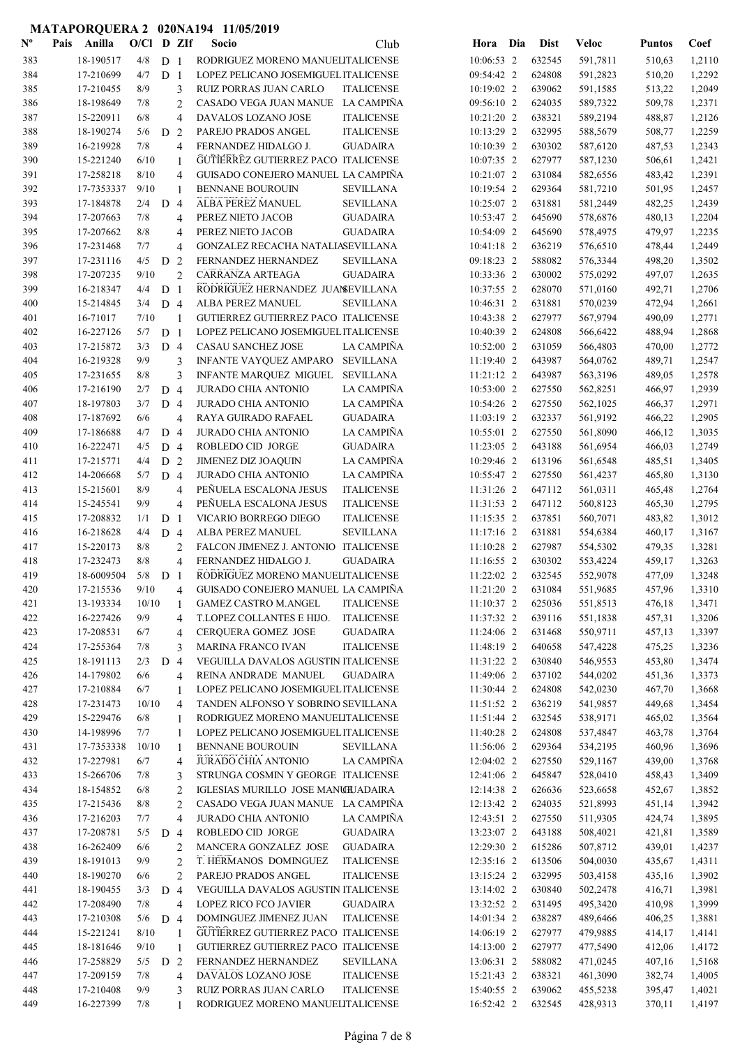**MATAPORQUERA 2 020NA194 11/05/2019**

| Nº | Pais | Anilla | O/Cl | D | ZIf | Socio | Club | Hora | Dia | Dist | Veloc | Puntos | Coef |
|---|---|---|---|---|---|---|---|---|---|---|---|---|---|
| 383 | | 18-190517 | 4/8 | D | 1 | RODRIGUEZ MORENO MANUEL | ITALICENSE | 10:06:53 | 2 | 632545 | 591,7811 | 510,63 | 1,2110 |
| 384 | | 17-210699 | 4/7 | D | 1 | LOPEZ PELICANO JOSEMIGUEL | ITALICENSE | 09:54:42 | 2 | 624808 | 591,2823 | 510,20 | 1,2292 |
| 385 | | 17-210455 | 8/9 | | 3 | RUIZ PORRAS JUAN CARLO | ITALICENSE | 10:19:02 | 2 | 639062 | 591,1585 | 513,22 | 1,2049 |
| 386 | | 18-198649 | 7/8 | | 2 | CASADO VEGA JUAN MANUE | LA CAMPIÑA | 09:56:10 | 2 | 624035 | 589,7322 | 509,78 | 1,2371 |
| 387 | | 15-220911 | 6/8 | | 4 | DAVALOS LOZANO JOSE | ITALICENSE | 10:21:20 | 2 | 638321 | 589,2194 | 488,87 | 1,2126 |
| 388 | | 18-190274 | 5/6 | D | 2 | PAREJO PRADOS ANGEL | ITALICENSE | 10:13:29 | 2 | 632995 | 588,5679 | 508,77 | 1,2259 |
| 389 | | 16-219928 | 7/8 | | 4 | FERNANDEZ HIDALGO J. | GUADAIRA | 10:10:39 | 2 | 630302 | 587,6120 | 487,53 | 1,2343 |
| 390 | | 15-221240 | 6/10 | | 1 | GUTIERREZ GUTIERREZ PACO | ITALICENSE | 10:07:35 | 2 | 627977 | 587,1230 | 506,61 | 1,2421 |
| 391 | | 17-258218 | 8/10 | | 4 | GUISADO CONEJERO MANUEL | LA CAMPIÑA | 10:21:07 | 2 | 631084 | 582,6556 | 483,42 | 1,2391 |
| 392 | | 17-7353337 | 9/10 | | 1 | BENNANE BOUROUIN | SEVILLANA | 10:19:54 | 2 | 629364 | 581,7210 | 501,95 | 1,2457 |
| 393 | | 17-184878 | 2/4 | D | 4 | ALBA PEREZ MANUEL | SEVILLANA | 10:25:07 | 2 | 631881 | 581,2449 | 482,25 | 1,2439 |
| 394 | | 17-207663 | 7/8 | | 4 | PEREZ NIETO JACOB | GUADAIRA | 10:53:47 | 2 | 645690 | 578,6876 | 480,13 | 1,2204 |
| 395 | | 17-207662 | 8/8 | | 4 | PEREZ NIETO JACOB | GUADAIRA | 10:54:09 | 2 | 645690 | 578,4975 | 479,97 | 1,2235 |
| 396 | | 17-231468 | 7/7 | | 4 | GONZALEZ RECACHA NATALIA | SEVILLANA | 10:41:18 | 2 | 636219 | 576,6510 | 478,44 | 1,2449 |
| 397 | | 17-231116 | 4/5 | D | 2 | FERNANDEZ HERNANDEZ | SEVILLANA | 09:18:23 | 2 | 588082 | 576,3344 | 498,20 | 1,3502 |
| 398 | | 17-207235 | 9/10 | | 2 | CARRANZA ARTEAGA | GUADAIRA | 10:33:36 | 2 | 630002 | 575,0292 | 497,07 | 1,2635 |
| 399 | | 16-218347 | 4/4 | D | 1 | RODRIGUEZ HERNANDEZ JUAN | SEVILLANA | 10:37:55 | 2 | 628070 | 571,0160 | 492,71 | 1,2706 |
| 400 | | 15-214845 | 3/4 | D | 4 | ALBA PEREZ MANUEL | SEVILLANA | 10:46:31 | 2 | 631881 | 570,0239 | 472,94 | 1,2661 |
| 401 | | 16-71017 | 7/10 | | 1 | GUTIERREZ GUTIERREZ PACO | ITALICENSE | 10:43:38 | 2 | 627977 | 567,9794 | 490,09 | 1,2771 |
| 402 | | 16-227126 | 5/7 | D | 1 | LOPEZ PELICANO JOSEMIGUEL | ITALICENSE | 10:40:39 | 2 | 624808 | 566,6422 | 488,94 | 1,2868 |
| 403 | | 17-215872 | 3/3 | D | 4 | CASAU SANCHEZ JOSE | LA CAMPIÑA | 10:52:00 | 2 | 631059 | 566,4803 | 470,00 | 1,2772 |
| 404 | | 16-219328 | 9/9 | | 3 | INFANTE VAYQUEZ AMPARO | SEVILLANA | 11:19:40 | 2 | 643987 | 564,0762 | 489,71 | 1,2547 |
| 405 | | 17-231655 | 8/8 | | 3 | INFANTE MARQUEZ MIGUEL | SEVILLANA | 11:21:12 | 2 | 643987 | 563,3196 | 489,05 | 1,2578 |
| 406 | | 17-216190 | 2/7 | D | 4 | JURADO CHIA ANTONIO | LA CAMPIÑA | 10:53:00 | 2 | 627550 | 562,8251 | 466,97 | 1,2939 |
| 407 | | 18-197803 | 3/7 | D | 4 | JURADO CHIA ANTONIO | LA CAMPIÑA | 10:54:26 | 2 | 627550 | 562,1025 | 466,37 | 1,2971 |
| 408 | | 17-187692 | 6/6 | | 4 | RAYA GUIRADO RAFAEL | GUADAIRA | 11:03:19 | 2 | 632337 | 561,9192 | 466,22 | 1,2905 |
| 409 | | 17-186688 | 4/7 | D | 4 | JURADO CHIA ANTONIO | LA CAMPIÑA | 10:55:01 | 2 | 627550 | 561,8090 | 466,12 | 1,3035 |
| 410 | | 16-222471 | 4/5 | D | 4 | ROBLEDO CID JORGE | GUADAIRA | 11:23:05 | 2 | 643188 | 561,6954 | 466,03 | 1,2749 |
| 411 | | 17-215771 | 4/4 | D | 2 | JIMENEZ DIZ JOAQUIN | LA CAMPIÑA | 10:29:46 | 2 | 613196 | 561,6548 | 485,51 | 1,3405 |
| 412 | | 14-206668 | 5/7 | D | 4 | JURADO CHIA ANTONIO | LA CAMPIÑA | 10:55:47 | 2 | 627550 | 561,4237 | 465,80 | 1,3130 |
| 413 | | 15-215601 | 8/9 | | 4 | PEÑUELA ESCALONA JESUS | ITALICENSE | 11:31:26 | 2 | 647112 | 561,0311 | 465,48 | 1,2764 |
| 414 | | 15-245541 | 9/9 | | 4 | PEÑUELA ESCALONA JESUS | ITALICENSE | 11:31:53 | 2 | 647112 | 560,8123 | 465,30 | 1,2795 |
| 415 | | 17-208832 | 1/1 | D | 1 | VICARIO BORREGO DIEGO | ITALICENSE | 11:15:35 | 2 | 637851 | 560,7071 | 483,82 | 1,3012 |
| 416 | | 16-218628 | 4/4 | D | 4 | ALBA PEREZ MANUEL | SEVILLANA | 11:17:16 | 2 | 631881 | 554,6384 | 460,17 | 1,3167 |
| 417 | | 15-220173 | 8/8 | | 2 | FALCON JIMENEZ J. ANTONIO | ITALICENSE | 11:10:28 | 2 | 627987 | 554,5302 | 479,35 | 1,3281 |
| 418 | | 17-232473 | 8/8 | | 4 | FERNANDEZ HIDALGO J. | GUADAIRA | 11:16:55 | 2 | 630302 | 553,4224 | 459,17 | 1,3263 |
| 419 | | 18-6009504 | 5/8 | D | 1 | RODRIGUEZ MORENO MANUEL | ITALICENSE | 11:22:02 | 2 | 632545 | 552,9078 | 477,09 | 1,3248 |
| 420 | | 17-215536 | 9/10 | | 4 | GUISADO CONEJERO MANUEL | LA CAMPIÑA | 11:21:20 | 2 | 631084 | 551,9685 | 457,96 | 1,3310 |
| 421 | | 13-193334 | 10/10 | | 1 | GAMEZ CASTRO M.ANGEL | ITALICENSE | 11:10:37 | 2 | 625036 | 551,8513 | 476,18 | 1,3471 |
| 422 | | 16-227426 | 9/9 | | 4 | T.LOPEZ COLLANTES E HIJO. | ITALICENSE | 11:37:32 | 2 | 639116 | 551,1838 | 457,31 | 1,3206 |
| 423 | | 17-208531 | 6/7 | | 4 | CERQUERA GOMEZ JOSE | GUADAIRA | 11:24:06 | 2 | 631468 | 550,9711 | 457,13 | 1,3397 |
| 424 | | 17-255364 | 7/8 | | 3 | MARINA FRANCO IVAN | ITALICENSE | 11:48:19 | 2 | 640658 | 547,4228 | 475,25 | 1,3236 |
| 425 | | 18-191113 | 2/3 | D | 4 | VEGUILLA DAVALOS AGUSTIN | ITALICENSE | 11:31:22 | 2 | 630840 | 546,9553 | 453,80 | 1,3474 |
| 426 | | 14-179802 | 6/6 | | 4 | REINA ANDRADE MANUEL | GUADAIRA | 11:49:06 | 2 | 637102 | 544,0202 | 451,36 | 1,3373 |
| 427 | | 17-210884 | 6/7 | | 1 | LOPEZ PELICANO JOSEMIGUEL | ITALICENSE | 11:30:44 | 2 | 624808 | 542,0230 | 467,70 | 1,3668 |
| 428 | | 17-231473 | 10/10 | | 4 | TANDEN ALFONSO Y SOBRINO | SEVILLANA | 11:51:52 | 2 | 636219 | 541,9857 | 449,68 | 1,3454 |
| 429 | | 15-229476 | 6/8 | | 1 | RODRIGUEZ MORENO MANUEL | ITALICENSE | 11:51:44 | 2 | 632545 | 538,9171 | 465,02 | 1,3564 |
| 430 | | 14-198996 | 7/7 | | 1 | LOPEZ PELICANO JOSEMIGUEL | ITALICENSE | 11:40:28 | 2 | 624808 | 537,4847 | 463,78 | 1,3764 |
| 431 | | 17-7353338 | 10/10 | | 1 | BENNANE BOUROUIN | SEVILLANA | 11:56:06 | 2 | 629364 | 534,2195 | 460,96 | 1,3696 |
| 432 | | 17-227981 | 6/7 | | 4 | JURADO CHIA ANTONIO | LA CAMPIÑA | 12:04:02 | 2 | 627550 | 529,1167 | 439,00 | 1,3768 |
| 433 | | 15-266706 | 7/8 | | 3 | STRUNGA COSMIN Y GEORGE | ITALICENSE | 12:41:06 | 2 | 645847 | 528,0410 | 458,43 | 1,3409 |
| 434 | | 18-154852 | 6/8 | | 2 | IGLESIAS MURILLO JOSE MANU | GUADAIRA | 12:14:38 | 2 | 626636 | 523,6658 | 452,67 | 1,3852 |
| 435 | | 17-215436 | 8/8 | | 2 | CASADO VEGA JUAN MANUE | LA CAMPIÑA | 12:13:42 | 2 | 624035 | 521,8993 | 451,14 | 1,3942 |
| 436 | | 17-216203 | 7/7 | | 4 | JURADO CHIA ANTONIO | LA CAMPIÑA | 12:43:51 | 2 | 627550 | 511,9305 | 424,74 | 1,3895 |
| 437 | | 17-208781 | 5/5 | D | 4 | ROBLEDO CID JORGE | GUADAIRA | 13:23:07 | 2 | 643188 | 508,4021 | 421,81 | 1,3589 |
| 438 | | 16-262409 | 6/6 | | 2 | MANCERA GONZALEZ JOSE | GUADAIRA | 12:29:30 | 2 | 615286 | 507,8712 | 439,01 | 1,4237 |
| 439 | | 18-191013 | 9/9 | | 2 | T. HERMANOS DOMINGUEZ | ITALICENSE | 12:35:16 | 2 | 613506 | 504,0030 | 435,67 | 1,4311 |
| 440 | | 18-190270 | 6/6 | | 2 | PAREJO PRADOS ANGEL | ITALICENSE | 13:15:24 | 2 | 632995 | 503,4158 | 435,16 | 1,3902 |
| 441 | | 18-190455 | 3/3 | D | 4 | VEGUILLA DAVALOS AGUSTIN | ITALICENSE | 13:14:02 | 2 | 630840 | 502,2478 | 416,71 | 1,3981 |
| 442 | | 17-208490 | 7/8 | | 4 | LOPEZ RICO FCO JAVIER | GUADAIRA | 13:32:52 | 2 | 631495 | 495,3420 | 410,98 | 1,3999 |
| 443 | | 17-210308 | 5/6 | D | 4 | DOMINGUEZ JIMENEZ JUAN | ITALICENSE | 14:01:34 | 2 | 638287 | 489,6466 | 406,25 | 1,3881 |
| 444 | | 15-221241 | 8/10 | | 1 | GUTIERREZ GUTIERREZ PACO | ITALICENSE | 14:06:19 | 2 | 627977 | 479,9885 | 414,17 | 1,4141 |
| 445 | | 18-181646 | 9/10 | | 1 | GUTIERREZ GUTIERREZ PACO | ITALICENSE | 14:13:00 | 2 | 627977 | 477,5490 | 412,06 | 1,4172 |
| 446 | | 17-258829 | 5/5 | D | 2 | FERNANDEZ HERNANDEZ | SEVILLANA | 13:06:31 | 2 | 588082 | 471,0245 | 407,16 | 1,5168 |
| 447 | | 17-209159 | 7/8 | | 4 | DAVALOS LOZANO JOSE | ITALICENSE | 15:21:43 | 2 | 638321 | 461,3090 | 382,74 | 1,4005 |
| 448 | | 17-210408 | 9/9 | | 3 | RUIZ PORRAS JUAN CARLO | ITALICENSE | 15:40:55 | 2 | 639062 | 455,5238 | 395,47 | 1,4021 |
| 449 | | 16-227399 | 7/8 | | 1 | RODRIGUEZ MORENO MANUEL | ITALICENSE | 16:52:42 | 2 | 632545 | 428,9313 | 370,11 | 1,4197 |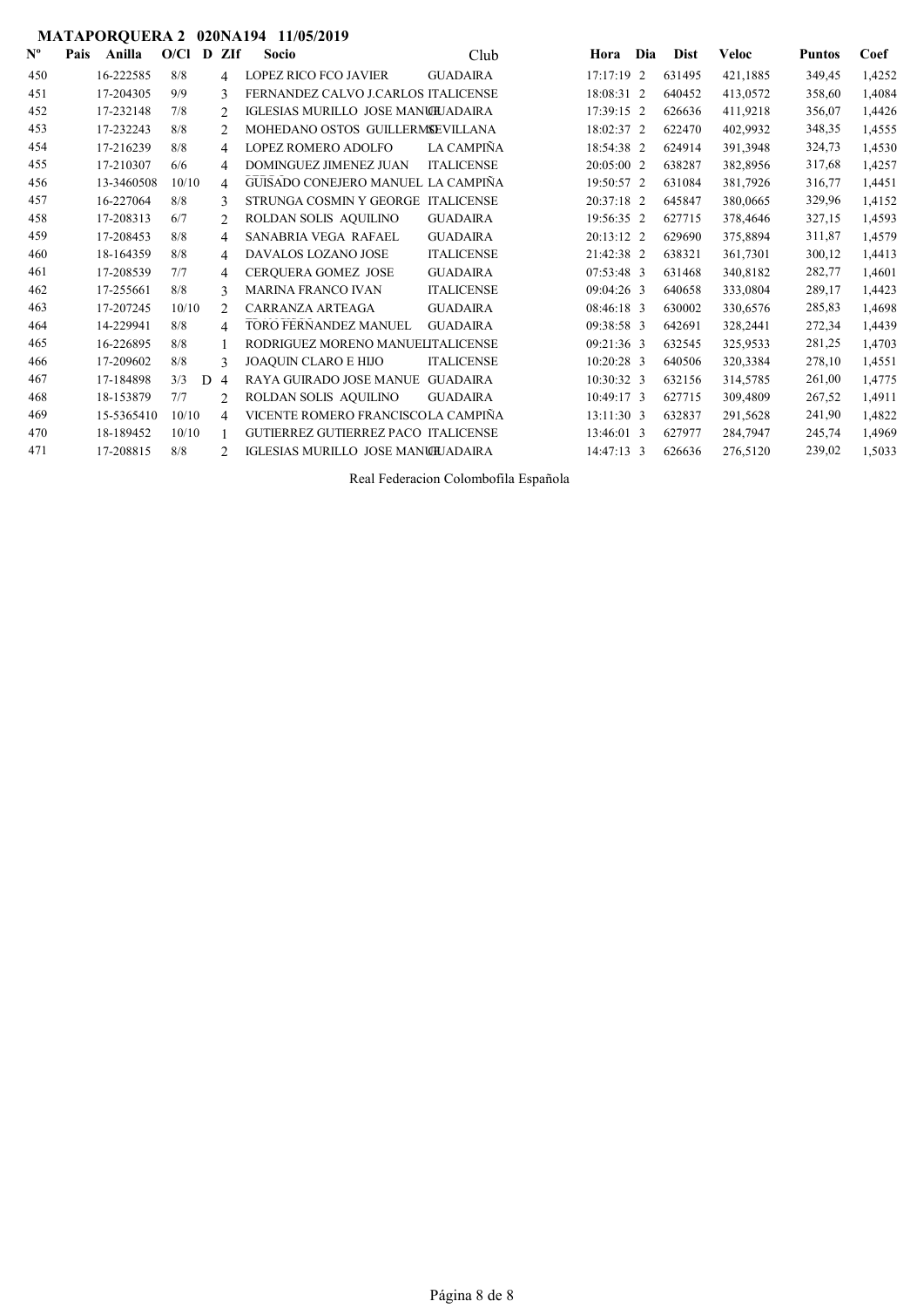**MATAPORQUERA 2 020NA194 11/05/2019**

| Nº | Pais | Anilla | O/Cl | D | ZIf | Socio | Club | Hora | Dia | Dist | Veloc | Puntos | Coef |
|---|---|---|---|---|---|---|---|---|---|---|---|---|---|
| 450 | | 16-222585 | 8/8 | | 4 | LOPEZ RICO FCO JAVIER | GUADAIRA | 17:17:19 | 2 | 631495 | 421,1885 | 349,45 | 1,4252 |
| 451 | | 17-204305 | 9/9 | | 3 | FERNANDEZ CALVO J.CARLOS | ITALICENSE | 18:08:31 | 2 | 640452 | 413,0572 | 358,60 | 1,4084 |
| 452 | | 17-232148 | 7/8 | | 2 | IGLESIAS MURILLO JOSE MANUEL | GUADAIRA | 17:39:15 | 2 | 626636 | 411,9218 | 356,07 | 1,4426 |
| 453 | | 17-232243 | 8/8 | | 2 | MOHEDANO OSTOS GUILLERMO | SEVILLANA | 18:02:37 | 2 | 622470 | 402,9932 | 348,35 | 1,4555 |
| 454 | | 17-216239 | 8/8 | | 4 | LOPEZ ROMERO ADOLFO | LA CAMPIÑA | 18:54:38 | 2 | 624914 | 391,3948 | 324,73 | 1,4530 |
| 455 | | 17-210307 | 6/6 | | 4 | DOMINGUEZ JIMENEZ JUAN | ITALICENSE | 20:05:00 | 2 | 638287 | 382,8956 | 317,68 | 1,4257 |
| 456 | | 13-3460508 | 10/10 | | 4 | GUISADO CONEJERO MANUEL | LA CAMPIÑA | 19:50:57 | 2 | 631084 | 381,7926 | 316,77 | 1,4451 |
| 457 | | 16-227064 | 8/8 | | 3 | STRUNGA COSMIN Y GEORGE | ITALICENSE | 20:37:18 | 2 | 645847 | 380,0665 | 329,96 | 1,4152 |
| 458 | | 17-208313 | 6/7 | | 2 | ROLDAN SOLIS AQUILINO | GUADAIRA | 19:56:35 | 2 | 627715 | 378,4646 | 327,15 | 1,4593 |
| 459 | | 17-208453 | 8/8 | | 4 | SANABRIA VEGA RAFAEL | GUADAIRA | 20:13:12 | 2 | 629690 | 375,8894 | 311,87 | 1,4579 |
| 460 | | 18-164359 | 8/8 | | 4 | DAVALOS LOZANO JOSE | ITALICENSE | 21:42:38 | 2 | 638321 | 361,7301 | 300,12 | 1,4413 |
| 461 | | 17-208539 | 7/7 | | 4 | CERQUERA GOMEZ JOSE | GUADAIRA | 07:53:48 | 3 | 631468 | 340,8182 | 282,77 | 1,4601 |
| 462 | | 17-255661 | 8/8 | | 3 | MARINA FRANCO IVAN | ITALICENSE | 09:04:26 | 3 | 640658 | 333,0804 | 289,17 | 1,4423 |
| 463 | | 17-207245 | 10/10 | | 2 | CARRANZA ARTEAGA | GUADAIRA | 08:46:18 | 3 | 630002 | 330,6576 | 285,83 | 1,4698 |
| 464 | | 14-229941 | 8/8 | | 4 | TORO FERNANDEZ MANUEL | GUADAIRA | 09:38:58 | 3 | 642691 | 328,2441 | 272,34 | 1,4439 |
| 465 | | 16-226895 | 8/8 | | 1 | RODRIGUEZ MORENO MANUEL | ITALICENSE | 09:21:36 | 3 | 632545 | 325,9533 | 281,25 | 1,4703 |
| 466 | | 17-209602 | 8/8 | | 3 | JOAQUIN CLARO E HIJO | ITALICENSE | 10:20:28 | 3 | 640506 | 320,3384 | 278,10 | 1,4551 |
| 467 | | 17-184898 | 3/3 | D | 4 | RAYA GUIRADO JOSE MANUE | GUADAIRA | 10:30:32 | 3 | 632156 | 314,5785 | 261,00 | 1,4775 |
| 468 | | 18-153879 | 7/7 | | 2 | ROLDAN SOLIS AQUILINO | GUADAIRA | 10:49:17 | 3 | 627715 | 309,4809 | 267,52 | 1,4911 |
| 469 | | 15-5365410 | 10/10 | | 4 | VICENTE ROMERO FRANCISCO | LA CAMPIÑA | 13:11:30 | 3 | 632837 | 291,5628 | 241,90 | 1,4822 |
| 470 | | 18-189452 | 10/10 | | 1 | GUTIERREZ GUTIERREZ PACO | ITALICENSE | 13:46:01 | 3 | 627977 | 284,7947 | 245,74 | 1,4969 |
| 471 | | 17-208815 | 8/8 | | 2 | IGLESIAS MURILLO JOSE MANUEL | GUADAIRA | 14:47:13 | 3 | 626636 | 276,5120 | 239,02 | 1,5033 |

Real Federacion Colombofila Española